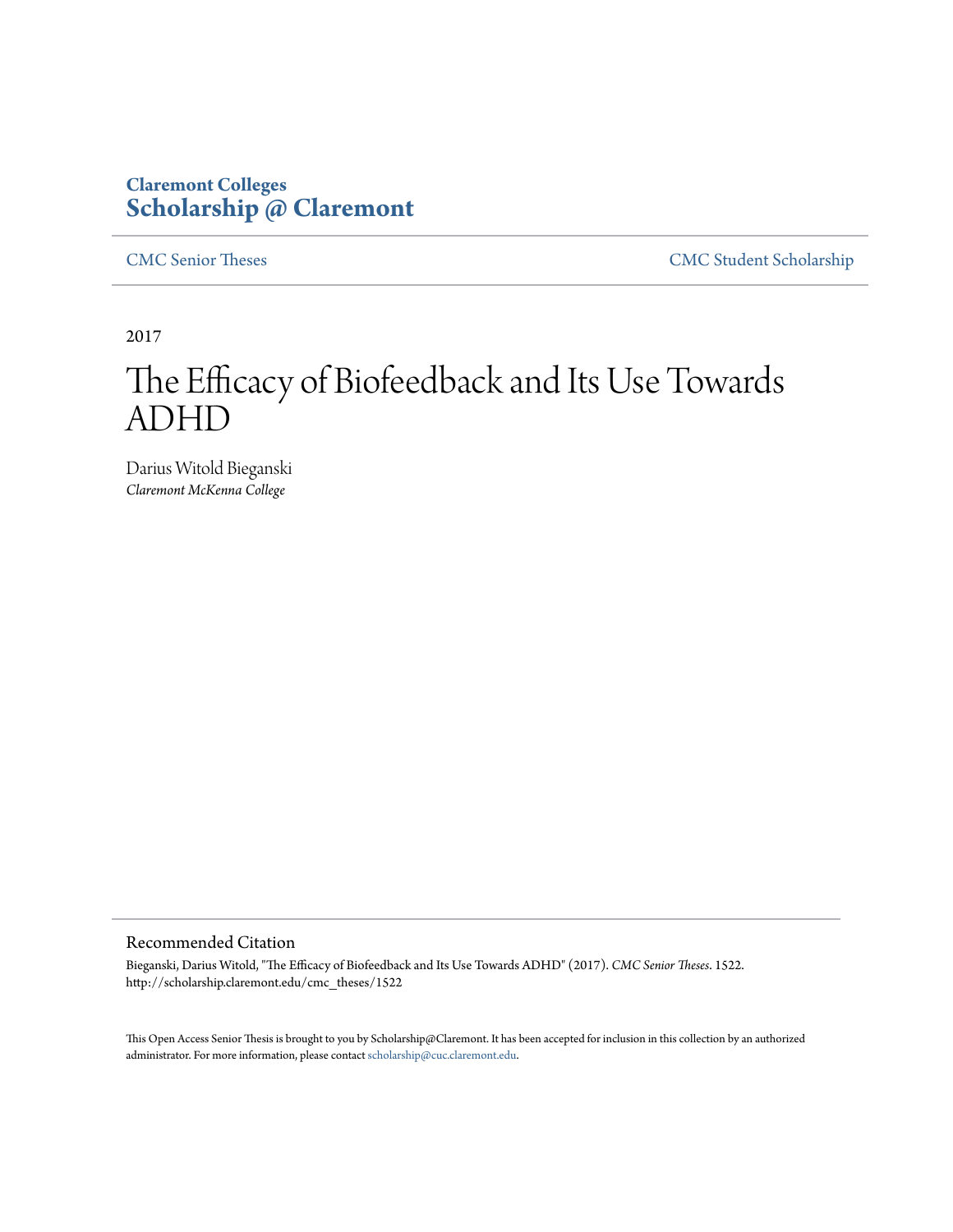**Claremont Colleges**
**Scholarship @ Claremont**

CMC Senior Theses | CMC Student Scholarship

2017

# The Efficacy of Biofeedback and Its Use Towards ADHD

Darius Witold Bieganski
*Claremont McKenna College*

## Recommended Citation

Bieganski, Darius Witold, "The Efficacy of Biofeedback and Its Use Towards ADHD" (2017). *CMC Senior Theses*. 1522.
http://scholarship.claremont.edu/cmc_theses/1522

This Open Access Senior Thesis is brought to you by Scholarship@Claremont. It has been accepted for inclusion in this collection by an authorized administrator. For more information, please contact scholarship@cuc.claremont.edu.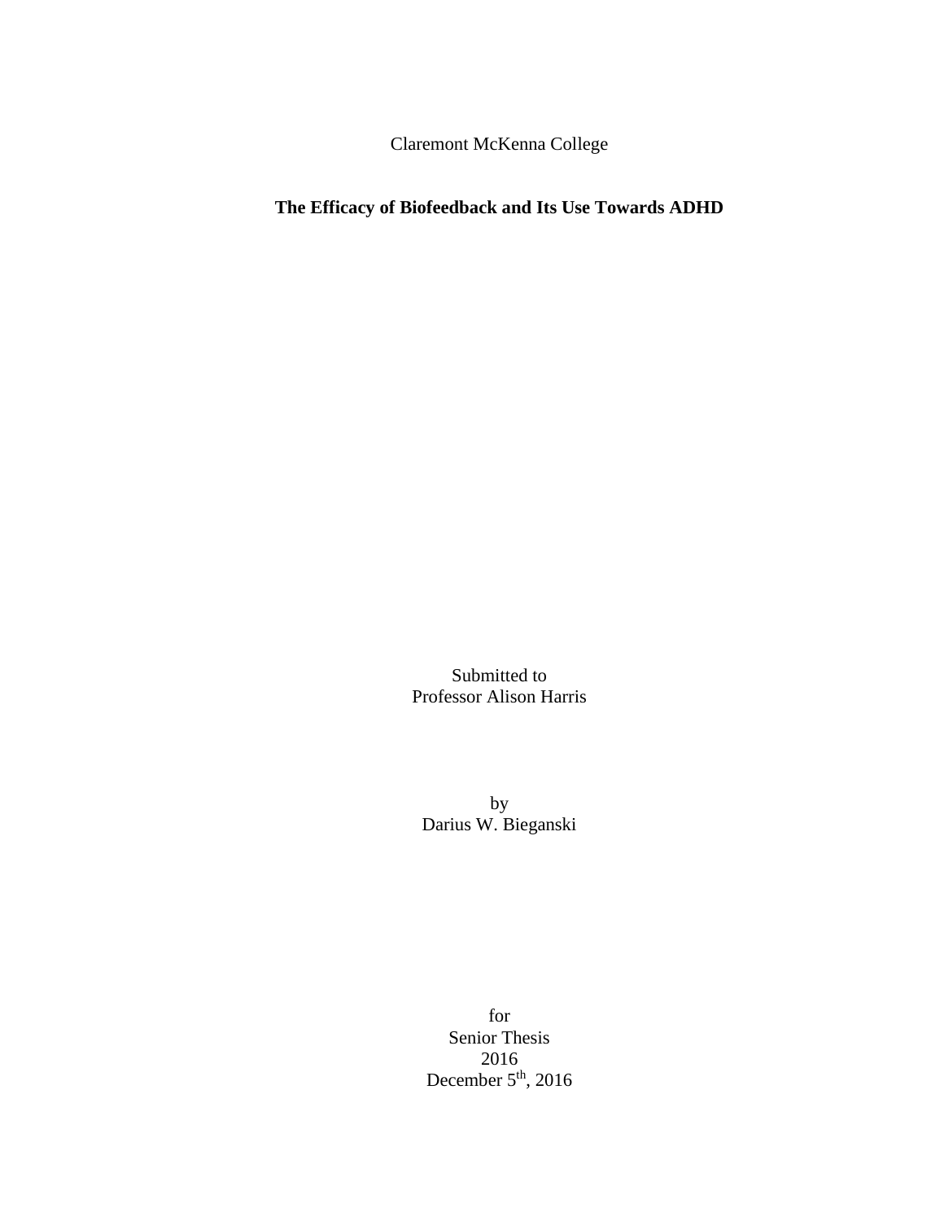Claremont McKenna College

# The Efficacy of Biofeedback and Its Use Towards ADHD

Submitted to
Professor Alison Harris

by
Darius W. Bieganski

for
Senior Thesis
2016
December 5th, 2016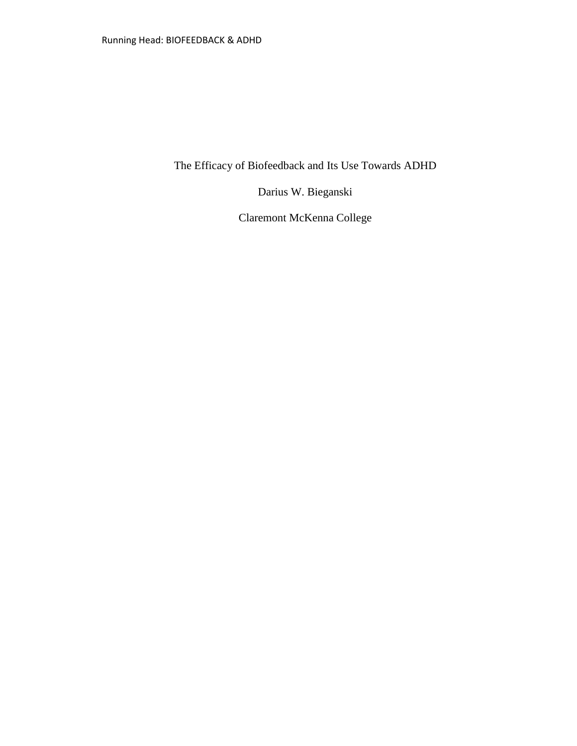The Efficacy of Biofeedback and Its Use Towards ADHD

Darius W. Bieganski

Claremont McKenna College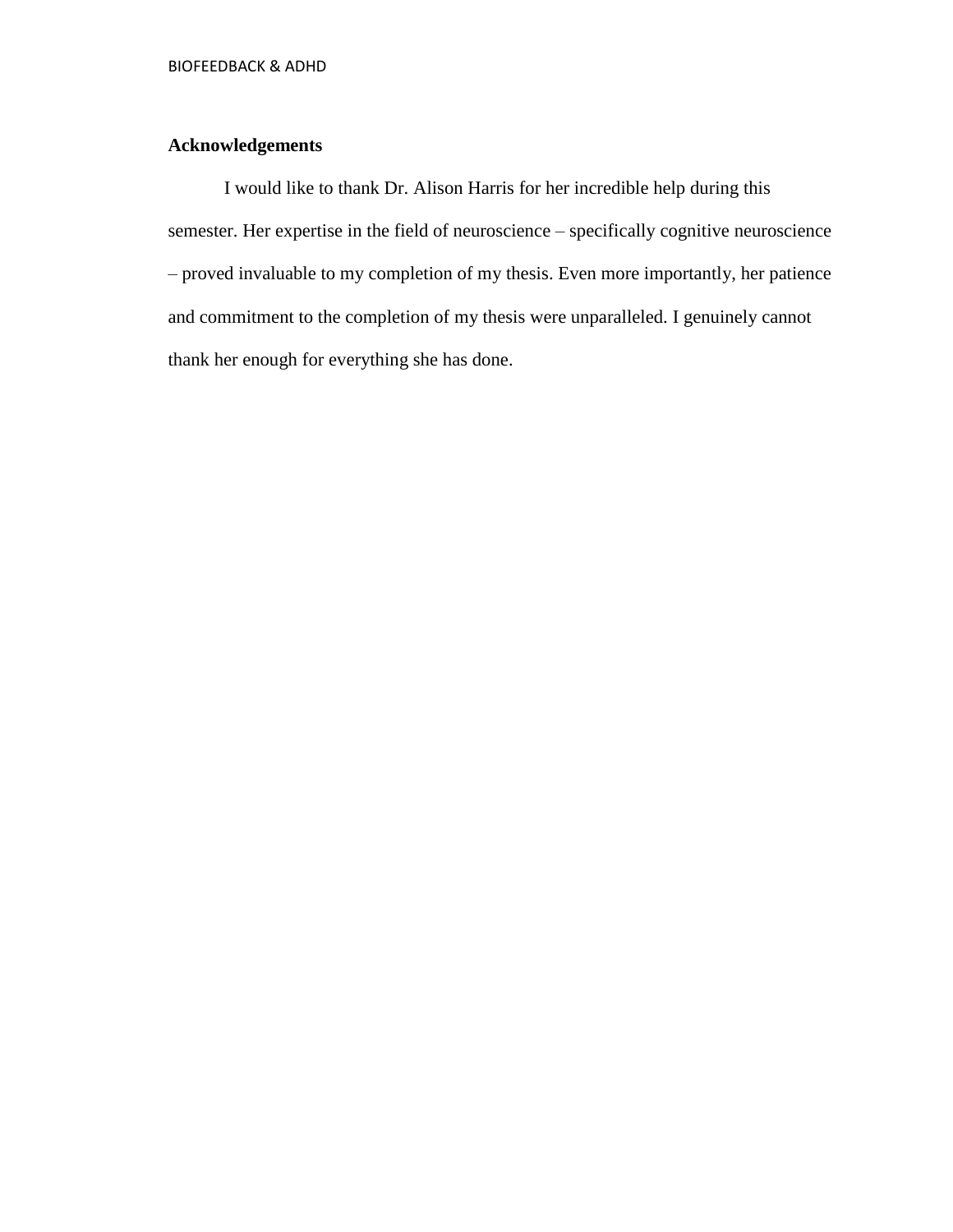## Acknowledgements

I would like to thank Dr. Alison Harris for her incredible help during this semester. Her expertise in the field of neuroscience – specifically cognitive neuroscience – proved invaluable to my completion of my thesis. Even more importantly, her patience and commitment to the completion of my thesis were unparalleled. I genuinely cannot thank her enough for everything she has done.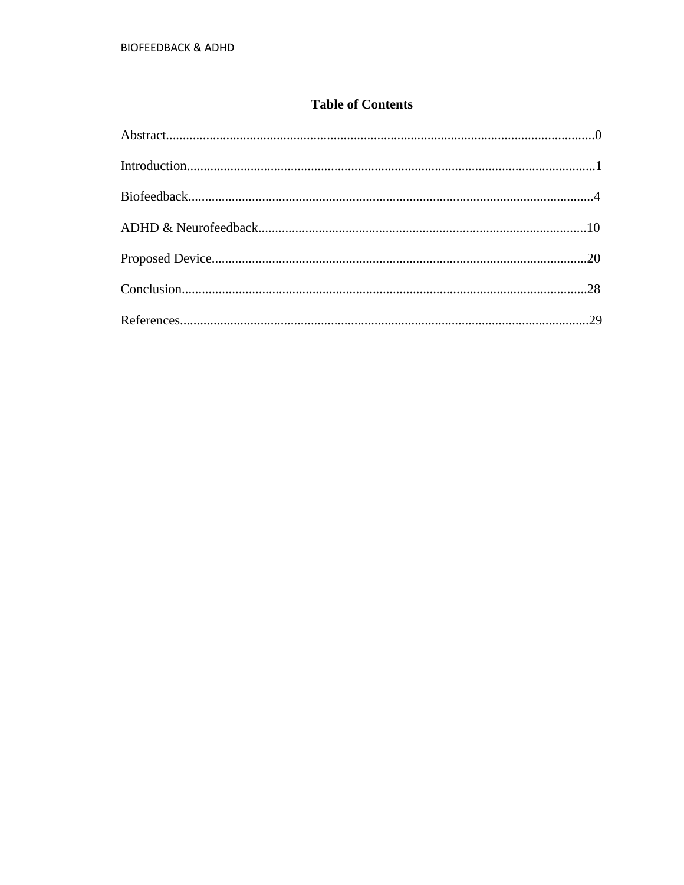# Table of Contents

Abstract..........0

Introduction..........1

Biofeedback..........4

ADHD & Neurofeedback..........10

Proposed Device..........20

Conclusion..........28

References..........29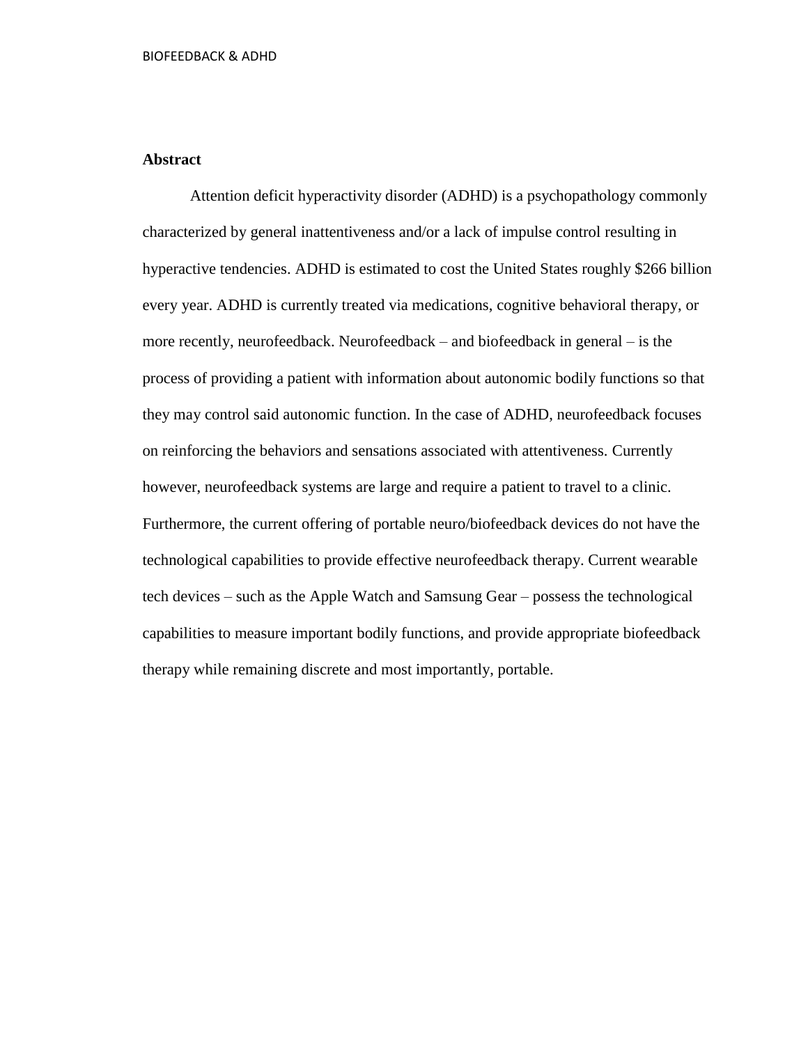## Abstract

Attention deficit hyperactivity disorder (ADHD) is a psychopathology commonly characterized by general inattentiveness and/or a lack of impulse control resulting in hyperactive tendencies. ADHD is estimated to cost the United States roughly $266 billion every year. ADHD is currently treated via medications, cognitive behavioral therapy, or more recently, neurofeedback. Neurofeedback – and biofeedback in general – is the process of providing a patient with information about autonomic bodily functions so that they may control said autonomic function. In the case of ADHD, neurofeedback focuses on reinforcing the behaviors and sensations associated with attentiveness. Currently however, neurofeedback systems are large and require a patient to travel to a clinic. Furthermore, the current offering of portable neuro/biofeedback devices do not have the technological capabilities to provide effective neurofeedback therapy. Current wearable tech devices – such as the Apple Watch and Samsung Gear – possess the technological capabilities to measure important bodily functions, and provide appropriate biofeedback therapy while remaining discrete and most importantly, portable.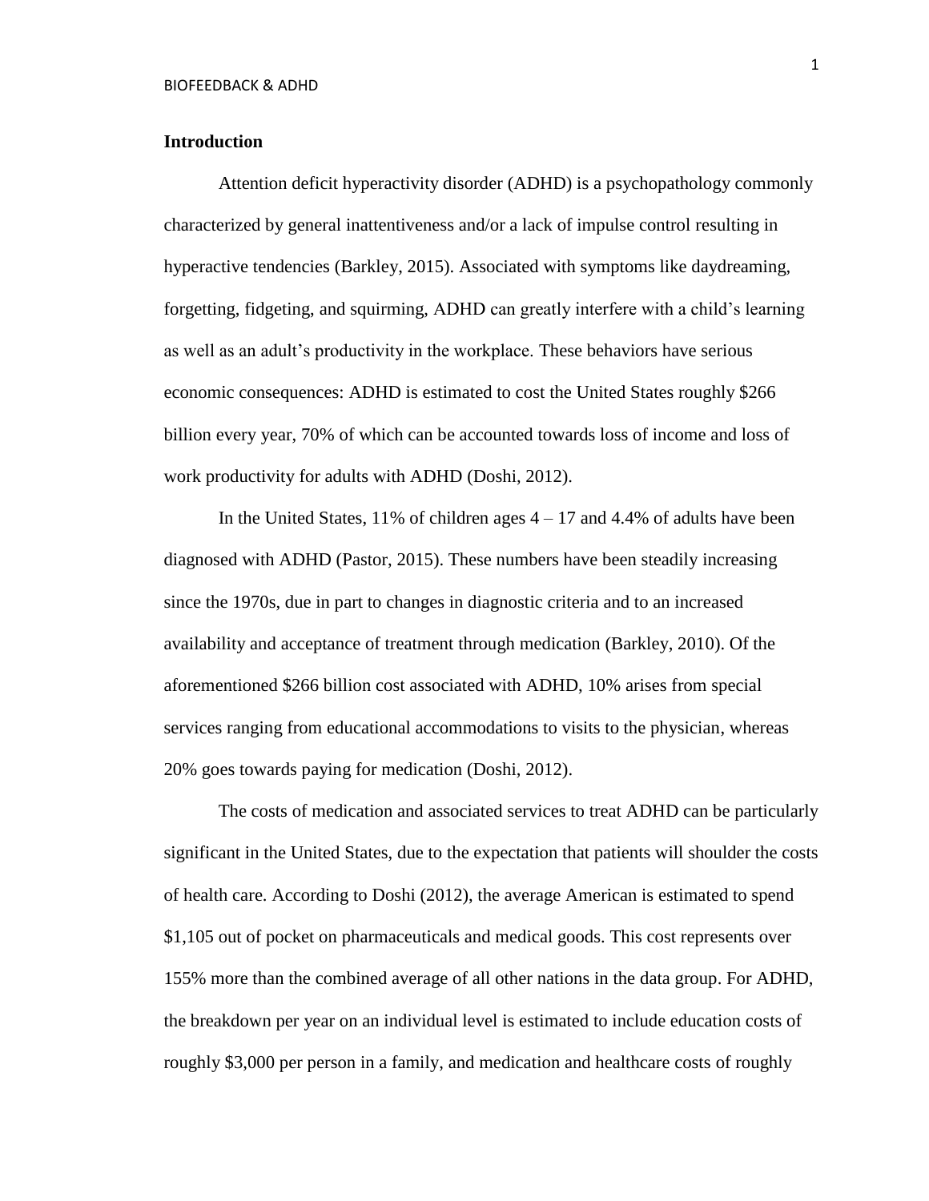## Introduction

Attention deficit hyperactivity disorder (ADHD) is a psychopathology commonly characterized by general inattentiveness and/or a lack of impulse control resulting in hyperactive tendencies (Barkley, 2015). Associated with symptoms like daydreaming, forgetting, fidgeting, and squirming, ADHD can greatly interfere with a child's learning as well as an adult's productivity in the workplace. These behaviors have serious economic consequences: ADHD is estimated to cost the United States roughly $266 billion every year, 70% of which can be accounted towards loss of income and loss of work productivity for adults with ADHD (Doshi, 2012).

In the United States, 11% of children ages 4 – 17 and 4.4% of adults have been diagnosed with ADHD (Pastor, 2015). These numbers have been steadily increasing since the 1970s, due in part to changes in diagnostic criteria and to an increased availability and acceptance of treatment through medication (Barkley, 2010). Of the aforementioned $266 billion cost associated with ADHD, 10% arises from special services ranging from educational accommodations to visits to the physician, whereas 20% goes towards paying for medication (Doshi, 2012).

The costs of medication and associated services to treat ADHD can be particularly significant in the United States, due to the expectation that patients will shoulder the costs of health care. According to Doshi (2012), the average American is estimated to spend $1,105 out of pocket on pharmaceuticals and medical goods. This cost represents over 155% more than the combined average of all other nations in the data group. For ADHD, the breakdown per year on an individual level is estimated to include education costs of roughly $3,000 per person in a family, and medication and healthcare costs of roughly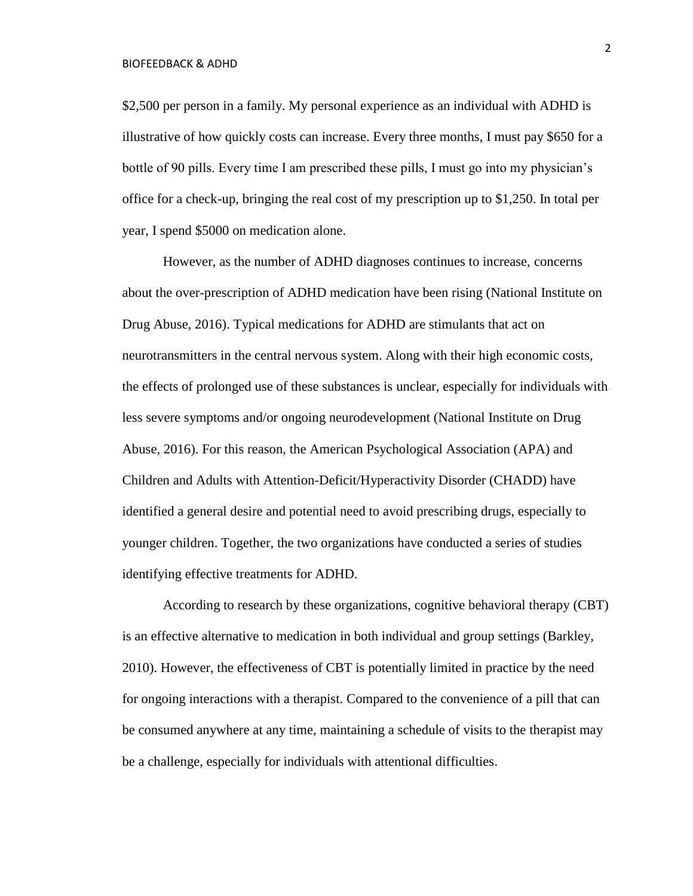$2,500 per person in a family. My personal experience as an individual with ADHD is illustrative of how quickly costs can increase. Every three months, I must pay $650 for a bottle of 90 pills. Every time I am prescribed these pills, I must go into my physician's office for a check-up, bringing the real cost of my prescription up to $1,250. In total per year, I spend $5000 on medication alone.

However, as the number of ADHD diagnoses continues to increase, concerns about the over-prescription of ADHD medication have been rising (National Institute on Drug Abuse, 2016). Typical medications for ADHD are stimulants that act on neurotransmitters in the central nervous system. Along with their high economic costs, the effects of prolonged use of these substances is unclear, especially for individuals with less severe symptoms and/or ongoing neurodevelopment (National Institute on Drug Abuse, 2016). For this reason, the American Psychological Association (APA) and Children and Adults with Attention-Deficit/Hyperactivity Disorder (CHADD) have identified a general desire and potential need to avoid prescribing drugs, especially to younger children. Together, the two organizations have conducted a series of studies identifying effective treatments for ADHD.

According to research by these organizations, cognitive behavioral therapy (CBT) is an effective alternative to medication in both individual and group settings (Barkley, 2010). However, the effectiveness of CBT is potentially limited in practice by the need for ongoing interactions with a therapist. Compared to the convenience of a pill that can be consumed anywhere at any time, maintaining a schedule of visits to the therapist may be a challenge, especially for individuals with attentional difficulties.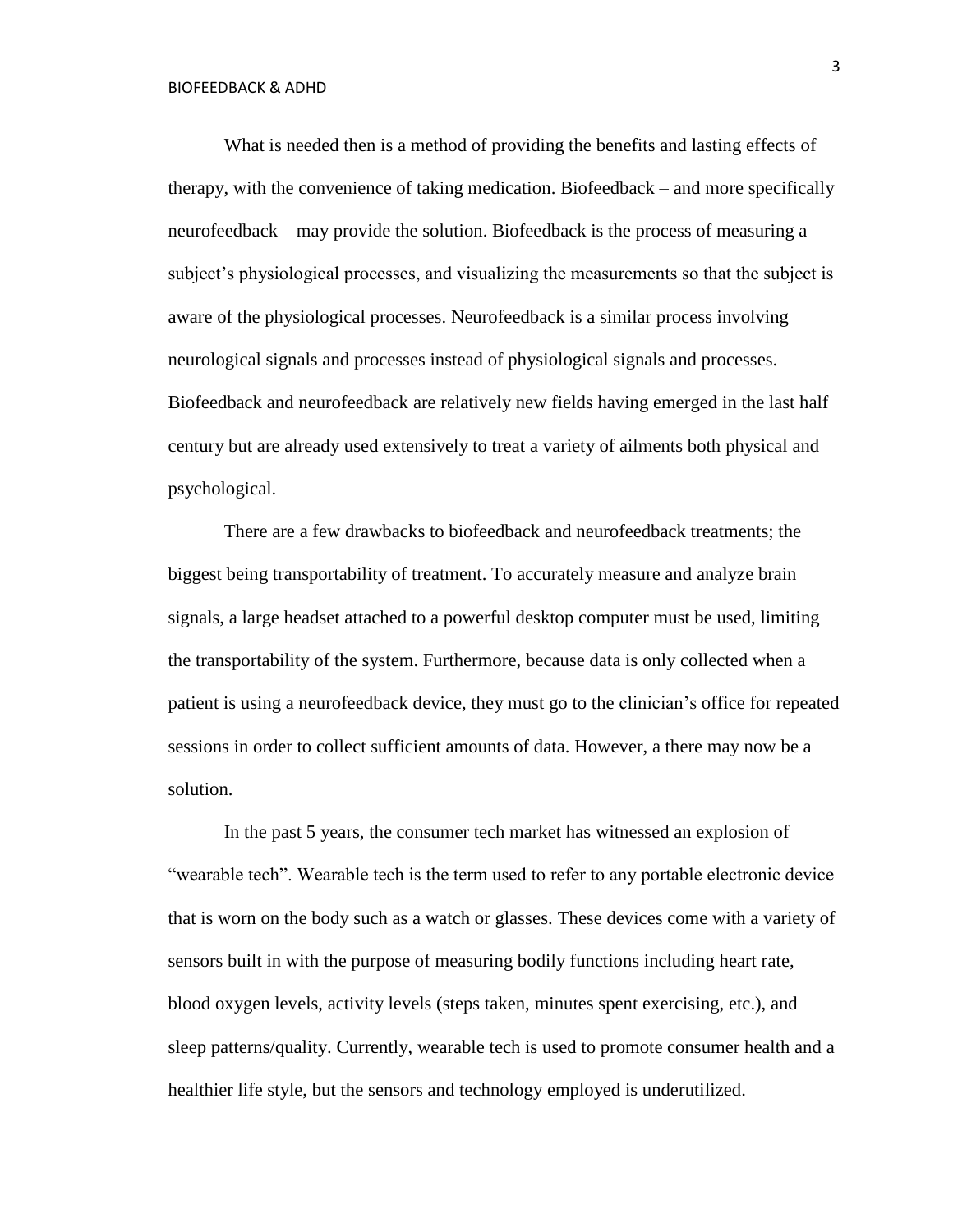What is needed then is a method of providing the benefits and lasting effects of therapy, with the convenience of taking medication. Biofeedback – and more specifically neurofeedback – may provide the solution. Biofeedback is the process of measuring a subject's physiological processes, and visualizing the measurements so that the subject is aware of the physiological processes. Neurofeedback is a similar process involving neurological signals and processes instead of physiological signals and processes. Biofeedback and neurofeedback are relatively new fields having emerged in the last half century but are already used extensively to treat a variety of ailments both physical and psychological.

There are a few drawbacks to biofeedback and neurofeedback treatments; the biggest being transportability of treatment. To accurately measure and analyze brain signals, a large headset attached to a powerful desktop computer must be used, limiting the transportability of the system. Furthermore, because data is only collected when a patient is using a neurofeedback device, they must go to the clinician's office for repeated sessions in order to collect sufficient amounts of data. However, a there may now be a solution.

In the past 5 years, the consumer tech market has witnessed an explosion of "wearable tech". Wearable tech is the term used to refer to any portable electronic device that is worn on the body such as a watch or glasses. These devices come with a variety of sensors built in with the purpose of measuring bodily functions including heart rate, blood oxygen levels, activity levels (steps taken, minutes spent exercising, etc.), and sleep patterns/quality. Currently, wearable tech is used to promote consumer health and a healthier life style, but the sensors and technology employed is underutilized.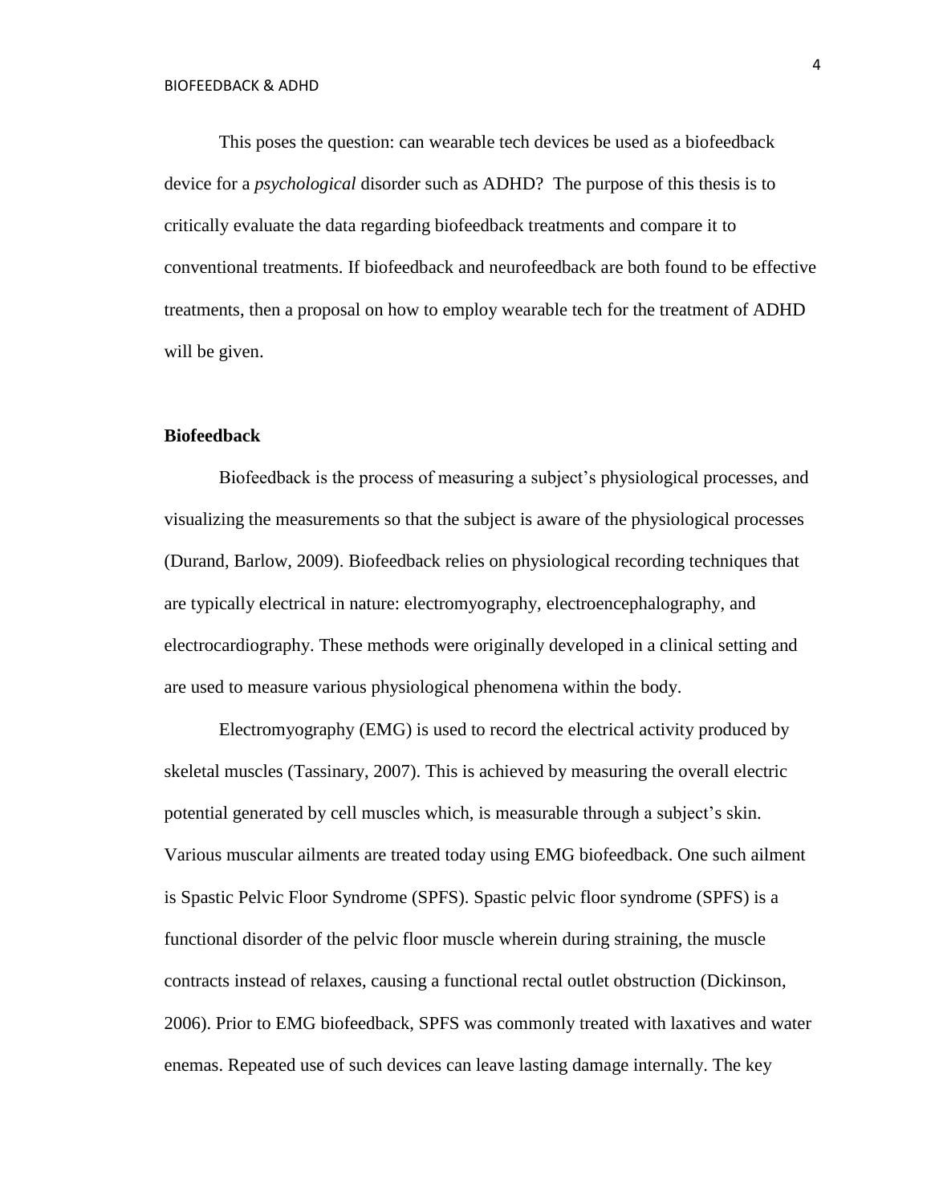This poses the question: can wearable tech devices be used as a biofeedback device for a *psychological* disorder such as ADHD? The purpose of this thesis is to critically evaluate the data regarding biofeedback treatments and compare it to conventional treatments. If biofeedback and neurofeedback are both found to be effective treatments, then a proposal on how to employ wearable tech for the treatment of ADHD will be given.

**Biofeedback**

Biofeedback is the process of measuring a subject's physiological processes, and visualizing the measurements so that the subject is aware of the physiological processes (Durand, Barlow, 2009). Biofeedback relies on physiological recording techniques that are typically electrical in nature: electromyography, electroencephalography, and electrocardiography. These methods were originally developed in a clinical setting and are used to measure various physiological phenomena within the body.

Electromyography (EMG) is used to record the electrical activity produced by skeletal muscles (Tassinary, 2007). This is achieved by measuring the overall electric potential generated by cell muscles which, is measurable through a subject's skin. Various muscular ailments are treated today using EMG biofeedback. One such ailment is Spastic Pelvic Floor Syndrome (SPFS). Spastic pelvic floor syndrome (SPFS) is a functional disorder of the pelvic floor muscle wherein during straining, the muscle contracts instead of relaxes, causing a functional rectal outlet obstruction (Dickinson, 2006). Prior to EMG biofeedback, SPFS was commonly treated with laxatives and water enemas. Repeated use of such devices can leave lasting damage internally. The key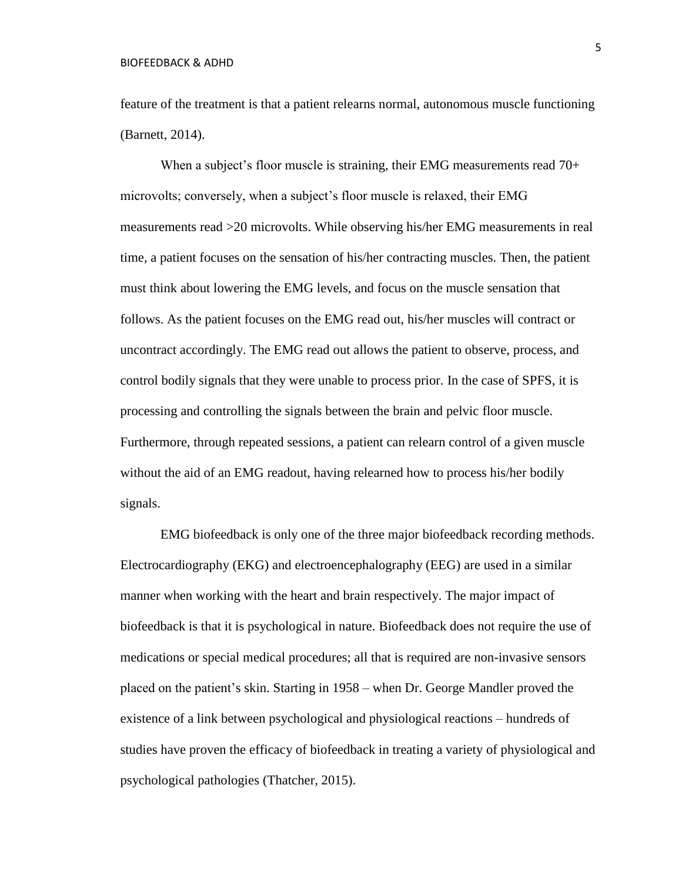feature of the treatment is that a patient relearns normal, autonomous muscle functioning (Barnett, 2014).

When a subject's floor muscle is straining, their EMG measurements read 70+ microvolts; conversely, when a subject's floor muscle is relaxed, their EMG measurements read >20 microvolts. While observing his/her EMG measurements in real time, a patient focuses on the sensation of his/her contracting muscles. Then, the patient must think about lowering the EMG levels, and focus on the muscle sensation that follows. As the patient focuses on the EMG read out, his/her muscles will contract or uncontract accordingly. The EMG read out allows the patient to observe, process, and control bodily signals that they were unable to process prior. In the case of SPFS, it is processing and controlling the signals between the brain and pelvic floor muscle. Furthermore, through repeated sessions, a patient can relearn control of a given muscle without the aid of an EMG readout, having relearned how to process his/her bodily signals.

EMG biofeedback is only one of the three major biofeedback recording methods. Electrocardiography (EKG) and electroencephalography (EEG) are used in a similar manner when working with the heart and brain respectively. The major impact of biofeedback is that it is psychological in nature. Biofeedback does not require the use of medications or special medical procedures; all that is required are non-invasive sensors placed on the patient's skin. Starting in 1958 – when Dr. George Mandler proved the existence of a link between psychological and physiological reactions – hundreds of studies have proven the efficacy of biofeedback in treating a variety of physiological and psychological pathologies (Thatcher, 2015).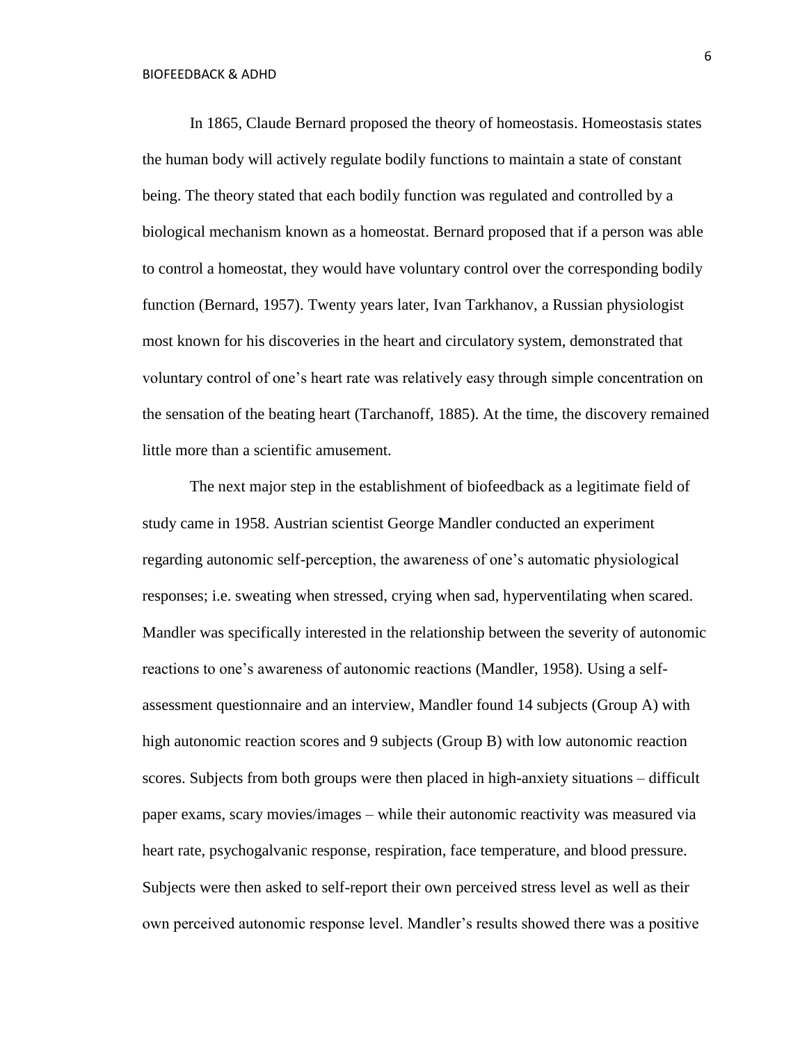In 1865, Claude Bernard proposed the theory of homeostasis. Homeostasis states the human body will actively regulate bodily functions to maintain a state of constant being. The theory stated that each bodily function was regulated and controlled by a biological mechanism known as a homeostat. Bernard proposed that if a person was able to control a homeostat, they would have voluntary control over the corresponding bodily function (Bernard, 1957). Twenty years later, Ivan Tarkhanov, a Russian physiologist most known for his discoveries in the heart and circulatory system, demonstrated that voluntary control of one's heart rate was relatively easy through simple concentration on the sensation of the beating heart (Tarchanoff, 1885). At the time, the discovery remained little more than a scientific amusement.

The next major step in the establishment of biofeedback as a legitimate field of study came in 1958. Austrian scientist George Mandler conducted an experiment regarding autonomic self-perception, the awareness of one's automatic physiological responses; i.e. sweating when stressed, crying when sad, hyperventilating when scared. Mandler was specifically interested in the relationship between the severity of autonomic reactions to one's awareness of autonomic reactions (Mandler, 1958). Using a self-assessment questionnaire and an interview, Mandler found 14 subjects (Group A) with high autonomic reaction scores and 9 subjects (Group B) with low autonomic reaction scores. Subjects from both groups were then placed in high-anxiety situations – difficult paper exams, scary movies/images – while their autonomic reactivity was measured via heart rate, psychogalvanic response, respiration, face temperature, and blood pressure. Subjects were then asked to self-report their own perceived stress level as well as their own perceived autonomic response level. Mandler's results showed there was a positive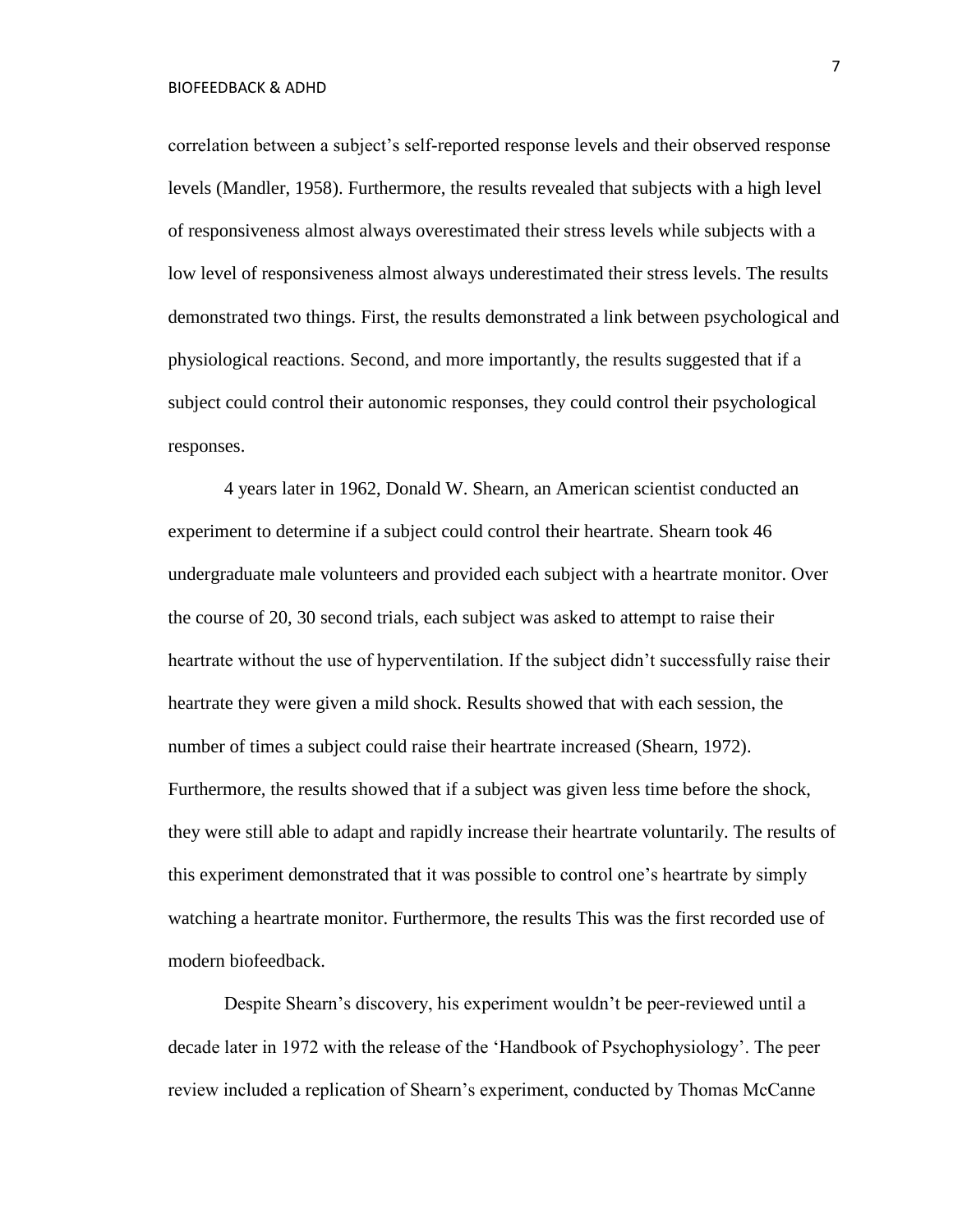correlation between a subject's self-reported response levels and their observed response levels (Mandler, 1958). Furthermore, the results revealed that subjects with a high level of responsiveness almost always overestimated their stress levels while subjects with a low level of responsiveness almost always underestimated their stress levels. The results demonstrated two things. First, the results demonstrated a link between psychological and physiological reactions. Second, and more importantly, the results suggested that if a subject could control their autonomic responses, they could control their psychological responses.

4 years later in 1962, Donald W. Shearn, an American scientist conducted an experiment to determine if a subject could control their heartrate. Shearn took 46 undergraduate male volunteers and provided each subject with a heartrate monitor. Over the course of 20, 30 second trials, each subject was asked to attempt to raise their heartrate without the use of hyperventilation. If the subject didn't successfully raise their heartrate they were given a mild shock. Results showed that with each session, the number of times a subject could raise their heartrate increased (Shearn, 1972). Furthermore, the results showed that if a subject was given less time before the shock, they were still able to adapt and rapidly increase their heartrate voluntarily. The results of this experiment demonstrated that it was possible to control one's heartrate by simply watching a heartrate monitor. Furthermore, the results This was the first recorded use of modern biofeedback.

Despite Shearn's discovery, his experiment wouldn't be peer-reviewed until a decade later in 1972 with the release of the 'Handbook of Psychophysiology'. The peer review included a replication of Shearn's experiment, conducted by Thomas McCanne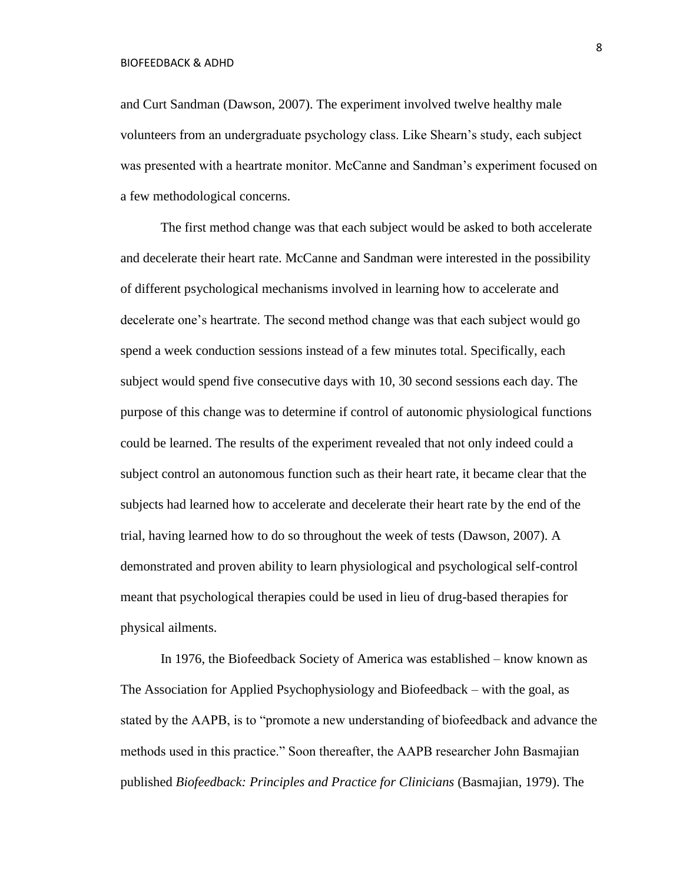and Curt Sandman (Dawson, 2007). The experiment involved twelve healthy male volunteers from an undergraduate psychology class. Like Shearn's study, each subject was presented with a heartrate monitor. McCanne and Sandman's experiment focused on a few methodological concerns.

The first method change was that each subject would be asked to both accelerate and decelerate their heart rate. McCanne and Sandman were interested in the possibility of different psychological mechanisms involved in learning how to accelerate and decelerate one's heartrate. The second method change was that each subject would go spend a week conduction sessions instead of a few minutes total. Specifically, each subject would spend five consecutive days with 10, 30 second sessions each day. The purpose of this change was to determine if control of autonomic physiological functions could be learned. The results of the experiment revealed that not only indeed could a subject control an autonomous function such as their heart rate, it became clear that the subjects had learned how to accelerate and decelerate their heart rate by the end of the trial, having learned how to do so throughout the week of tests (Dawson, 2007). A demonstrated and proven ability to learn physiological and psychological self-control meant that psychological therapies could be used in lieu of drug-based therapies for physical ailments.

In 1976, the Biofeedback Society of America was established – know known as The Association for Applied Psychophysiology and Biofeedback – with the goal, as stated by the AAPB, is to "promote a new understanding of biofeedback and advance the methods used in this practice." Soon thereafter, the AAPB researcher John Basmajian published *Biofeedback: Principles and Practice for Clinicians* (Basmajian, 1979). The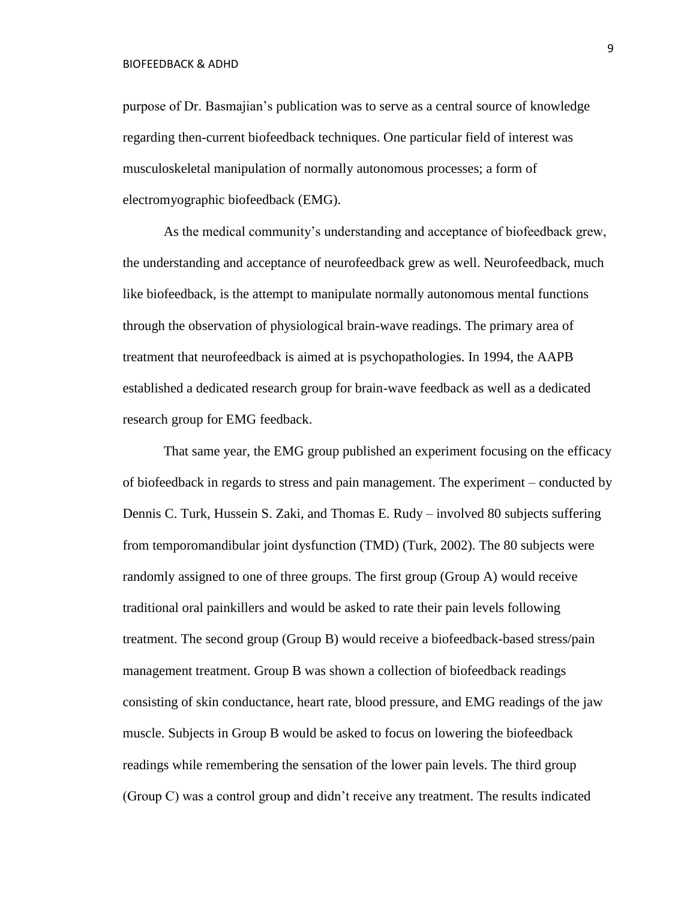purpose of Dr. Basmajian's publication was to serve as a central source of knowledge regarding then-current biofeedback techniques. One particular field of interest was musculoskeletal manipulation of normally autonomous processes; a form of electromyographic biofeedback (EMG).

As the medical community's understanding and acceptance of biofeedback grew, the understanding and acceptance of neurofeedback grew as well. Neurofeedback, much like biofeedback, is the attempt to manipulate normally autonomous mental functions through the observation of physiological brain-wave readings. The primary area of treatment that neurofeedback is aimed at is psychopathologies. In 1994, the AAPB established a dedicated research group for brain-wave feedback as well as a dedicated research group for EMG feedback.

That same year, the EMG group published an experiment focusing on the efficacy of biofeedback in regards to stress and pain management. The experiment – conducted by Dennis C. Turk, Hussein S. Zaki, and Thomas E. Rudy – involved 80 subjects suffering from temporomandibular joint dysfunction (TMD) (Turk, 2002). The 80 subjects were randomly assigned to one of three groups. The first group (Group A) would receive traditional oral painkillers and would be asked to rate their pain levels following treatment. The second group (Group B) would receive a biofeedback-based stress/pain management treatment. Group B was shown a collection of biofeedback readings consisting of skin conductance, heart rate, blood pressure, and EMG readings of the jaw muscle. Subjects in Group B would be asked to focus on lowering the biofeedback readings while remembering the sensation of the lower pain levels. The third group (Group C) was a control group and didn't receive any treatment. The results indicated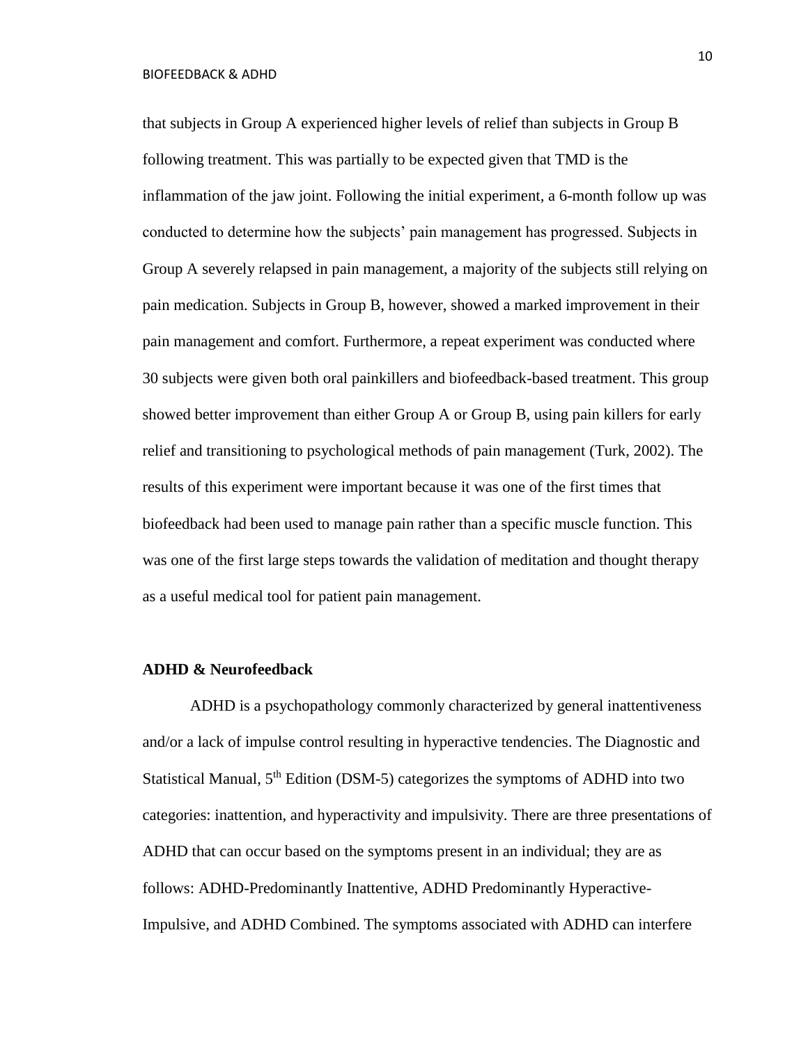that subjects in Group A experienced higher levels of relief than subjects in Group B following treatment. This was partially to be expected given that TMD is the inflammation of the jaw joint. Following the initial experiment, a 6-month follow up was conducted to determine how the subjects' pain management has progressed. Subjects in Group A severely relapsed in pain management, a majority of the subjects still relying on pain medication. Subjects in Group B, however, showed a marked improvement in their pain management and comfort. Furthermore, a repeat experiment was conducted where 30 subjects were given both oral painkillers and biofeedback-based treatment. This group showed better improvement than either Group A or Group B, using pain killers for early relief and transitioning to psychological methods of pain management (Turk, 2002). The results of this experiment were important because it was one of the first times that biofeedback had been used to manage pain rather than a specific muscle function. This was one of the first large steps towards the validation of meditation and thought therapy as a useful medical tool for patient pain management.

**ADHD & Neurofeedback**

ADHD is a psychopathology commonly characterized by general inattentiveness and/or a lack of impulse control resulting in hyperactive tendencies. The Diagnostic and Statistical Manual, 5th Edition (DSM-5) categorizes the symptoms of ADHD into two categories: inattention, and hyperactivity and impulsivity. There are three presentations of ADHD that can occur based on the symptoms present in an individual; they are as follows: ADHD-Predominantly Inattentive, ADHD Predominantly Hyperactive-Impulsive, and ADHD Combined. The symptoms associated with ADHD can interfere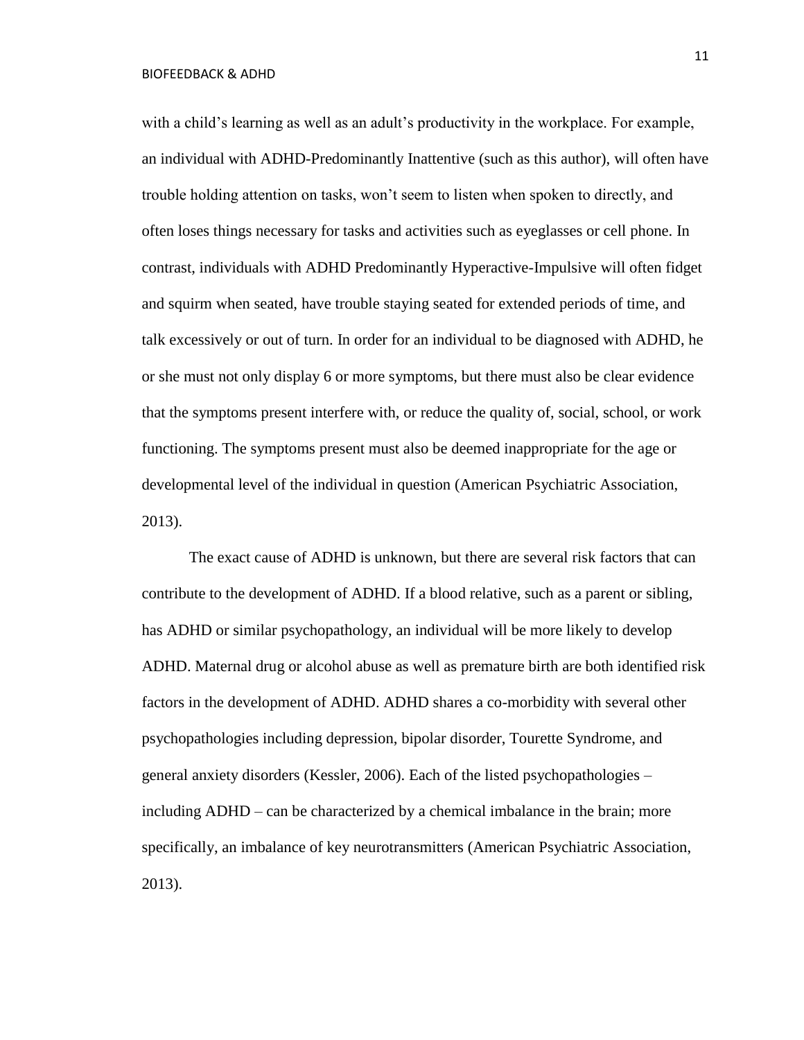with a child's learning as well as an adult's productivity in the workplace. For example, an individual with ADHD-Predominantly Inattentive (such as this author), will often have trouble holding attention on tasks, won't seem to listen when spoken to directly, and often loses things necessary for tasks and activities such as eyeglasses or cell phone. In contrast, individuals with ADHD Predominantly Hyperactive-Impulsive will often fidget and squirm when seated, have trouble staying seated for extended periods of time, and talk excessively or out of turn. In order for an individual to be diagnosed with ADHD, he or she must not only display 6 or more symptoms, but there must also be clear evidence that the symptoms present interfere with, or reduce the quality of, social, school, or work functioning. The symptoms present must also be deemed inappropriate for the age or developmental level of the individual in question (American Psychiatric Association, 2013).

The exact cause of ADHD is unknown, but there are several risk factors that can contribute to the development of ADHD. If a blood relative, such as a parent or sibling, has ADHD or similar psychopathology, an individual will be more likely to develop ADHD. Maternal drug or alcohol abuse as well as premature birth are both identified risk factors in the development of ADHD. ADHD shares a co-morbidity with several other psychopathologies including depression, bipolar disorder, Tourette Syndrome, and general anxiety disorders (Kessler, 2006). Each of the listed psychopathologies – including ADHD – can be characterized by a chemical imbalance in the brain; more specifically, an imbalance of key neurotransmitters (American Psychiatric Association, 2013).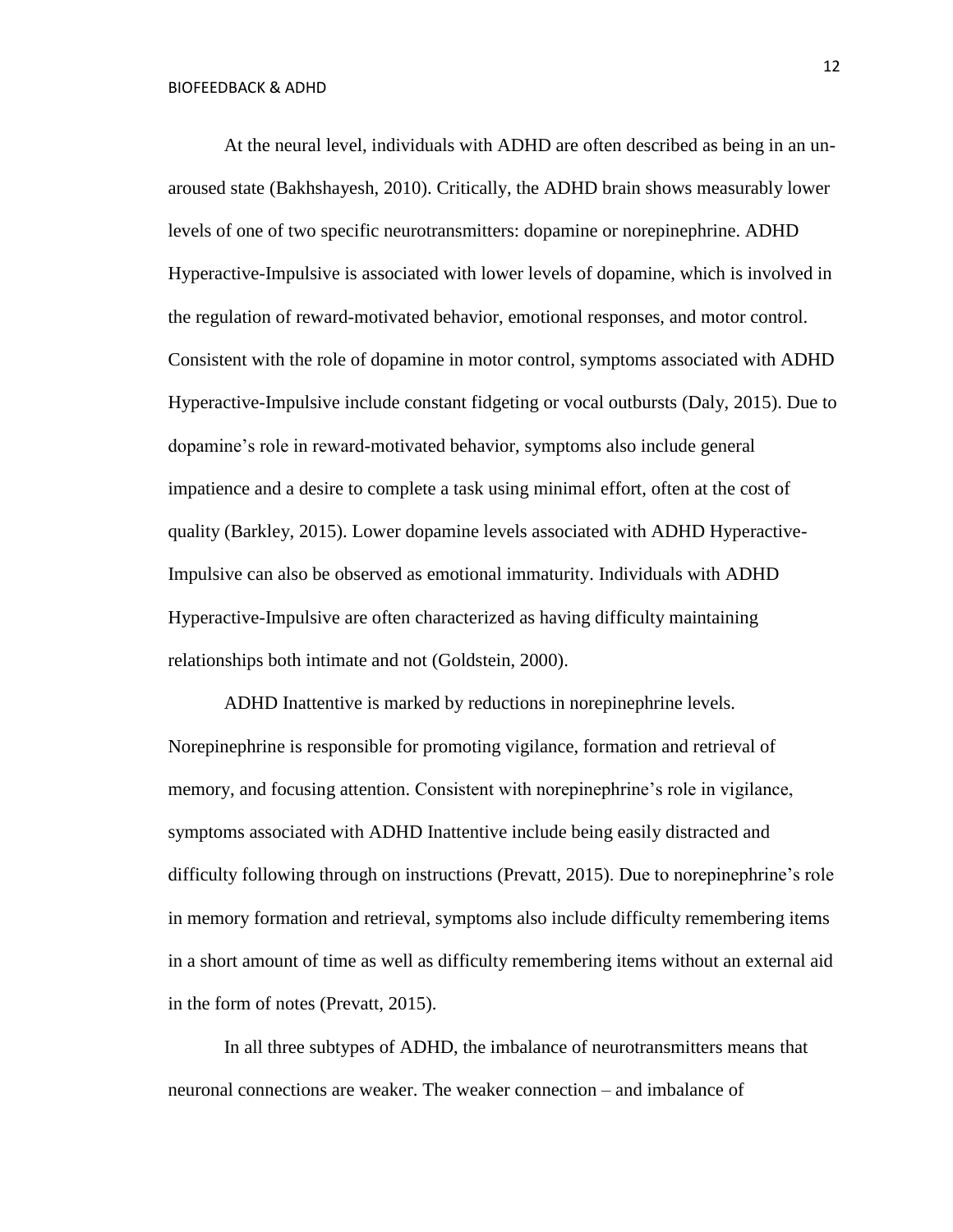At the neural level, individuals with ADHD are often described as being in an un-aroused state (Bakhshayesh, 2010). Critically, the ADHD brain shows measurably lower levels of one of two specific neurotransmitters: dopamine or norepinephrine. ADHD Hyperactive-Impulsive is associated with lower levels of dopamine, which is involved in the regulation of reward-motivated behavior, emotional responses, and motor control. Consistent with the role of dopamine in motor control, symptoms associated with ADHD Hyperactive-Impulsive include constant fidgeting or vocal outbursts (Daly, 2015). Due to dopamine's role in reward-motivated behavior, symptoms also include general impatience and a desire to complete a task using minimal effort, often at the cost of quality (Barkley, 2015). Lower dopamine levels associated with ADHD Hyperactive-Impulsive can also be observed as emotional immaturity. Individuals with ADHD Hyperactive-Impulsive are often characterized as having difficulty maintaining relationships both intimate and not (Goldstein, 2000).

ADHD Inattentive is marked by reductions in norepinephrine levels. Norepinephrine is responsible for promoting vigilance, formation and retrieval of memory, and focusing attention. Consistent with norepinephrine's role in vigilance, symptoms associated with ADHD Inattentive include being easily distracted and difficulty following through on instructions (Prevatt, 2015). Due to norepinephrine's role in memory formation and retrieval, symptoms also include difficulty remembering items in a short amount of time as well as difficulty remembering items without an external aid in the form of notes (Prevatt, 2015).

In all three subtypes of ADHD, the imbalance of neurotransmitters means that neuronal connections are weaker. The weaker connection – and imbalance of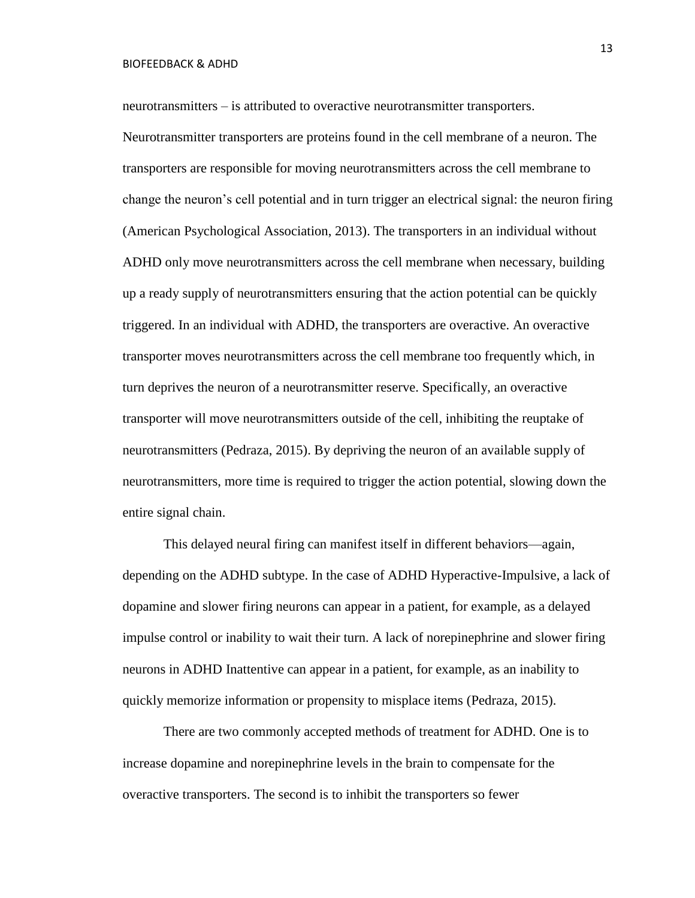neurotransmitters – is attributed to overactive neurotransmitter transporters. Neurotransmitter transporters are proteins found in the cell membrane of a neuron. The transporters are responsible for moving neurotransmitters across the cell membrane to change the neuron's cell potential and in turn trigger an electrical signal: the neuron firing (American Psychological Association, 2013). The transporters in an individual without ADHD only move neurotransmitters across the cell membrane when necessary, building up a ready supply of neurotransmitters ensuring that the action potential can be quickly triggered. In an individual with ADHD, the transporters are overactive. An overactive transporter moves neurotransmitters across the cell membrane too frequently which, in turn deprives the neuron of a neurotransmitter reserve. Specifically, an overactive transporter will move neurotransmitters outside of the cell, inhibiting the reuptake of neurotransmitters (Pedraza, 2015). By depriving the neuron of an available supply of neurotransmitters, more time is required to trigger the action potential, slowing down the entire signal chain.

This delayed neural firing can manifest itself in different behaviors—again, depending on the ADHD subtype. In the case of ADHD Hyperactive-Impulsive, a lack of dopamine and slower firing neurons can appear in a patient, for example, as a delayed impulse control or inability to wait their turn. A lack of norepinephrine and slower firing neurons in ADHD Inattentive can appear in a patient, for example, as an inability to quickly memorize information or propensity to misplace items (Pedraza, 2015).

There are two commonly accepted methods of treatment for ADHD. One is to increase dopamine and norepinephrine levels in the brain to compensate for the overactive transporters. The second is to inhibit the transporters so fewer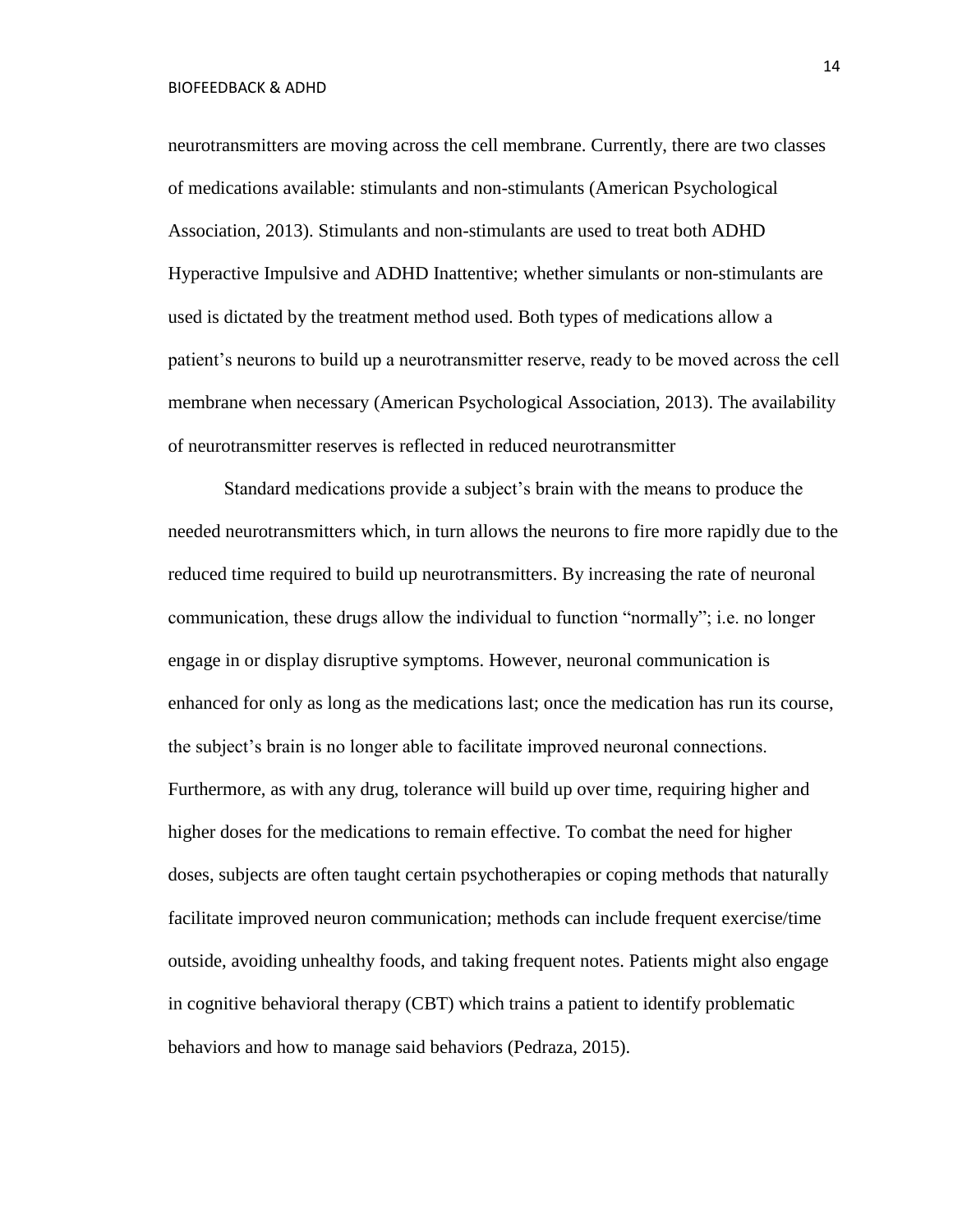neurotransmitters are moving across the cell membrane. Currently, there are two classes of medications available: stimulants and non-stimulants (American Psychological Association, 2013). Stimulants and non-stimulants are used to treat both ADHD Hyperactive Impulsive and ADHD Inattentive; whether simulants or non-stimulants are used is dictated by the treatment method used. Both types of medications allow a patient's neurons to build up a neurotransmitter reserve, ready to be moved across the cell membrane when necessary (American Psychological Association, 2013). The availability of neurotransmitter reserves is reflected in reduced neurotransmitter

Standard medications provide a subject's brain with the means to produce the needed neurotransmitters which, in turn allows the neurons to fire more rapidly due to the reduced time required to build up neurotransmitters. By increasing the rate of neuronal communication, these drugs allow the individual to function "normally"; i.e. no longer engage in or display disruptive symptoms. However, neuronal communication is enhanced for only as long as the medications last; once the medication has run its course, the subject's brain is no longer able to facilitate improved neuronal connections. Furthermore, as with any drug, tolerance will build up over time, requiring higher and higher doses for the medications to remain effective. To combat the need for higher doses, subjects are often taught certain psychotherapies or coping methods that naturally facilitate improved neuron communication; methods can include frequent exercise/time outside, avoiding unhealthy foods, and taking frequent notes. Patients might also engage in cognitive behavioral therapy (CBT) which trains a patient to identify problematic behaviors and how to manage said behaviors (Pedraza, 2015).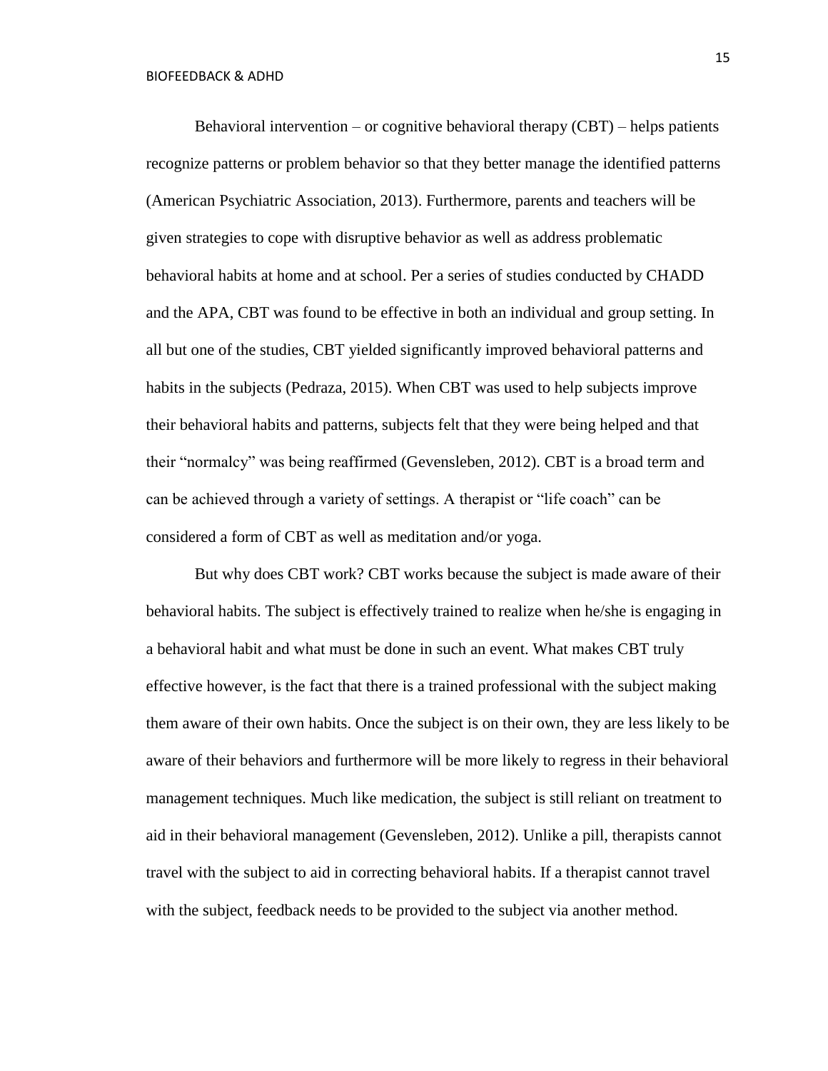Behavioral intervention – or cognitive behavioral therapy (CBT) – helps patients recognize patterns or problem behavior so that they better manage the identified patterns (American Psychiatric Association, 2013). Furthermore, parents and teachers will be given strategies to cope with disruptive behavior as well as address problematic behavioral habits at home and at school. Per a series of studies conducted by CHADD and the APA, CBT was found to be effective in both an individual and group setting. In all but one of the studies, CBT yielded significantly improved behavioral patterns and habits in the subjects (Pedraza, 2015). When CBT was used to help subjects improve their behavioral habits and patterns, subjects felt that they were being helped and that their "normalcy" was being reaffirmed (Gevensleben, 2012). CBT is a broad term and can be achieved through a variety of settings. A therapist or "life coach" can be considered a form of CBT as well as meditation and/or yoga.

But why does CBT work? CBT works because the subject is made aware of their behavioral habits. The subject is effectively trained to realize when he/she is engaging in a behavioral habit and what must be done in such an event. What makes CBT truly effective however, is the fact that there is a trained professional with the subject making them aware of their own habits. Once the subject is on their own, they are less likely to be aware of their behaviors and furthermore will be more likely to regress in their behavioral management techniques. Much like medication, the subject is still reliant on treatment to aid in their behavioral management (Gevensleben, 2012). Unlike a pill, therapists cannot travel with the subject to aid in correcting behavioral habits. If a therapist cannot travel with the subject, feedback needs to be provided to the subject via another method.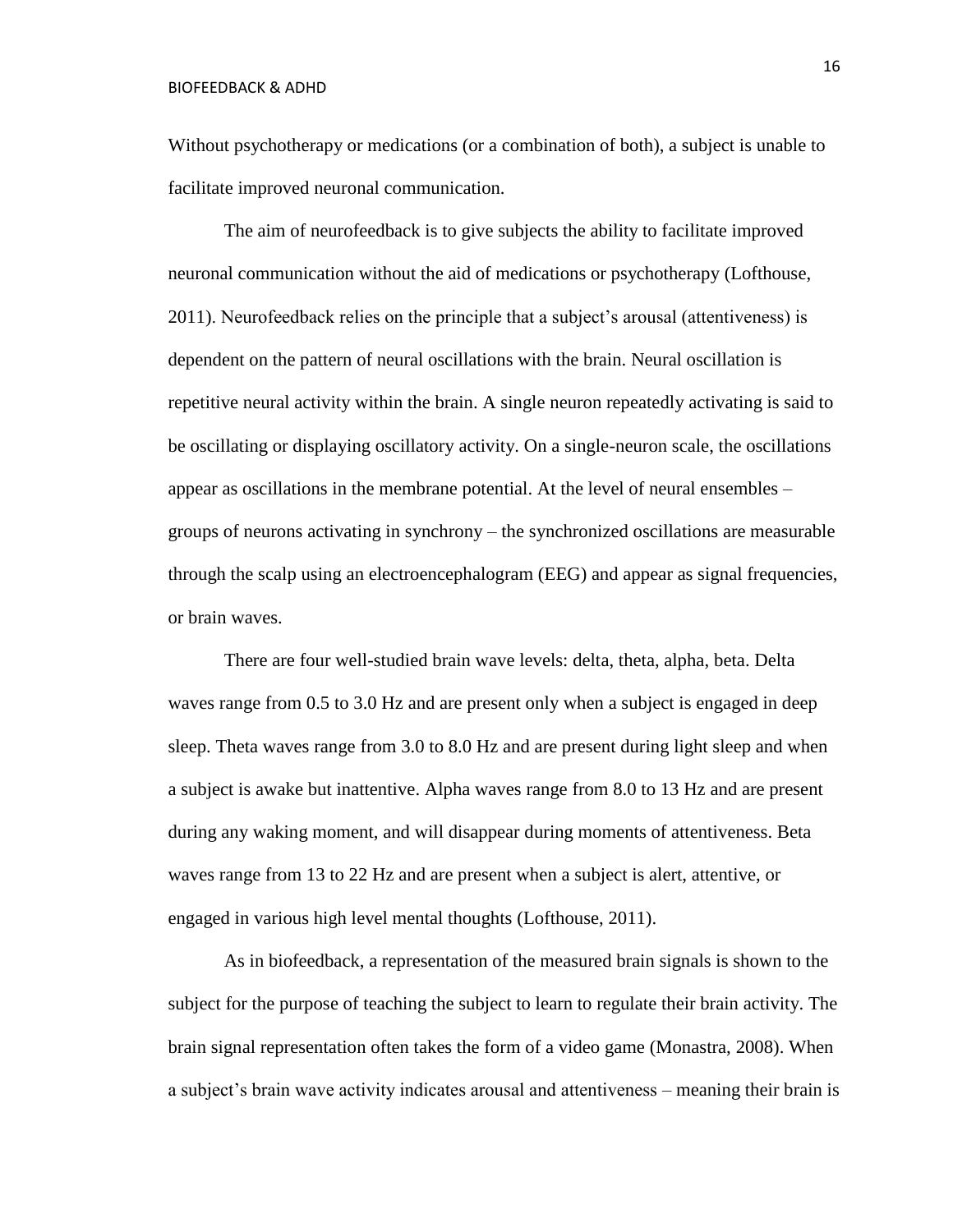Without psychotherapy or medications (or a combination of both), a subject is unable to facilitate improved neuronal communication.

The aim of neurofeedback is to give subjects the ability to facilitate improved neuronal communication without the aid of medications or psychotherapy (Lofthouse, 2011). Neurofeedback relies on the principle that a subject's arousal (attentiveness) is dependent on the pattern of neural oscillations with the brain. Neural oscillation is repetitive neural activity within the brain. A single neuron repeatedly activating is said to be oscillating or displaying oscillatory activity. On a single-neuron scale, the oscillations appear as oscillations in the membrane potential. At the level of neural ensembles – groups of neurons activating in synchrony – the synchronized oscillations are measurable through the scalp using an electroencephalogram (EEG) and appear as signal frequencies, or brain waves.

There are four well-studied brain wave levels: delta, theta, alpha, beta. Delta waves range from 0.5 to 3.0 Hz and are present only when a subject is engaged in deep sleep. Theta waves range from 3.0 to 8.0 Hz and are present during light sleep and when a subject is awake but inattentive. Alpha waves range from 8.0 to 13 Hz and are present during any waking moment, and will disappear during moments of attentiveness. Beta waves range from 13 to 22 Hz and are present when a subject is alert, attentive, or engaged in various high level mental thoughts (Lofthouse, 2011).

As in biofeedback, a representation of the measured brain signals is shown to the subject for the purpose of teaching the subject to learn to regulate their brain activity. The brain signal representation often takes the form of a video game (Monastra, 2008). When a subject's brain wave activity indicates arousal and attentiveness – meaning their brain is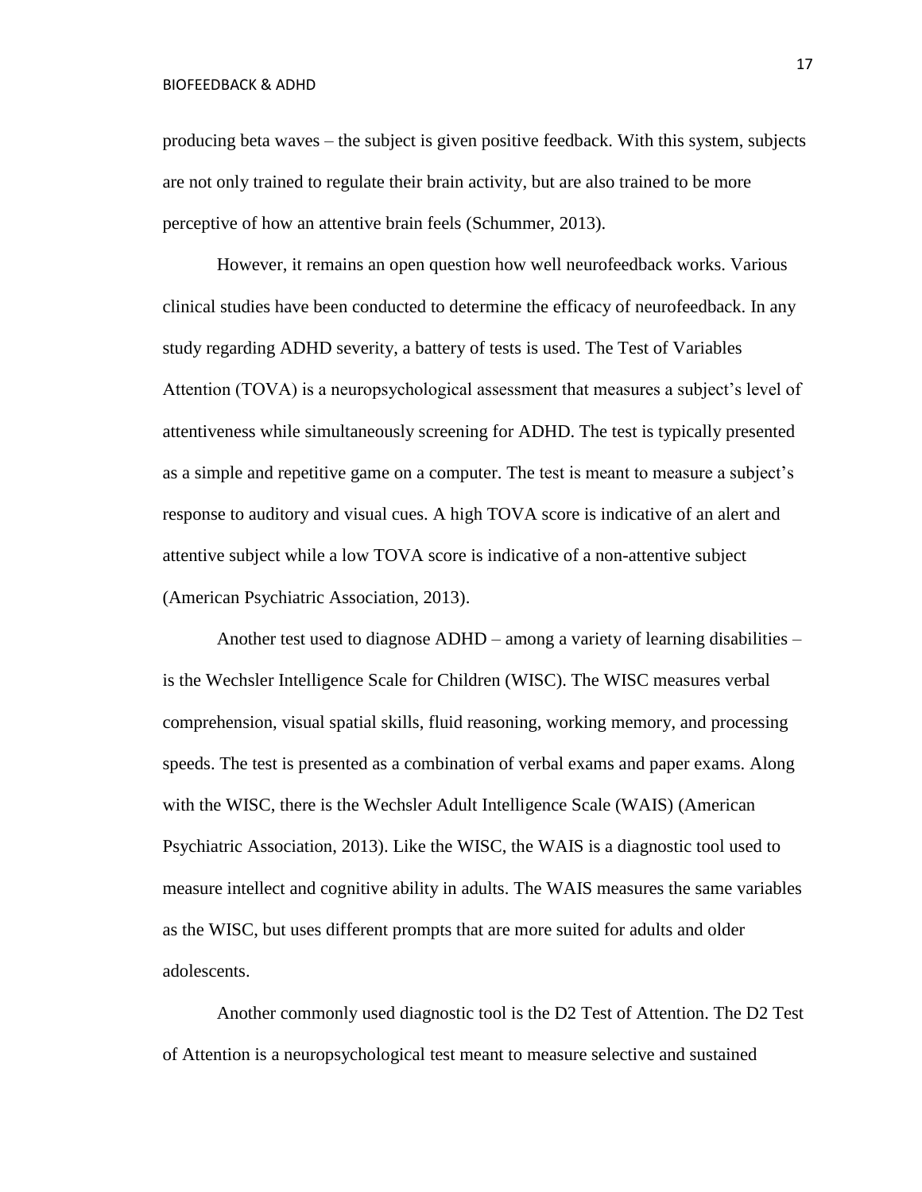producing beta waves – the subject is given positive feedback. With this system, subjects are not only trained to regulate their brain activity, but are also trained to be more perceptive of how an attentive brain feels (Schummer, 2013).

However, it remains an open question how well neurofeedback works. Various clinical studies have been conducted to determine the efficacy of neurofeedback. In any study regarding ADHD severity, a battery of tests is used. The Test of Variables Attention (TOVA) is a neuropsychological assessment that measures a subject's level of attentiveness while simultaneously screening for ADHD. The test is typically presented as a simple and repetitive game on a computer. The test is meant to measure a subject's response to auditory and visual cues. A high TOVA score is indicative of an alert and attentive subject while a low TOVA score is indicative of a non-attentive subject (American Psychiatric Association, 2013).

Another test used to diagnose ADHD – among a variety of learning disabilities – is the Wechsler Intelligence Scale for Children (WISC). The WISC measures verbal comprehension, visual spatial skills, fluid reasoning, working memory, and processing speeds. The test is presented as a combination of verbal exams and paper exams. Along with the WISC, there is the Wechsler Adult Intelligence Scale (WAIS) (American Psychiatric Association, 2013). Like the WISC, the WAIS is a diagnostic tool used to measure intellect and cognitive ability in adults. The WAIS measures the same variables as the WISC, but uses different prompts that are more suited for adults and older adolescents.

Another commonly used diagnostic tool is the D2 Test of Attention. The D2 Test of Attention is a neuropsychological test meant to measure selective and sustained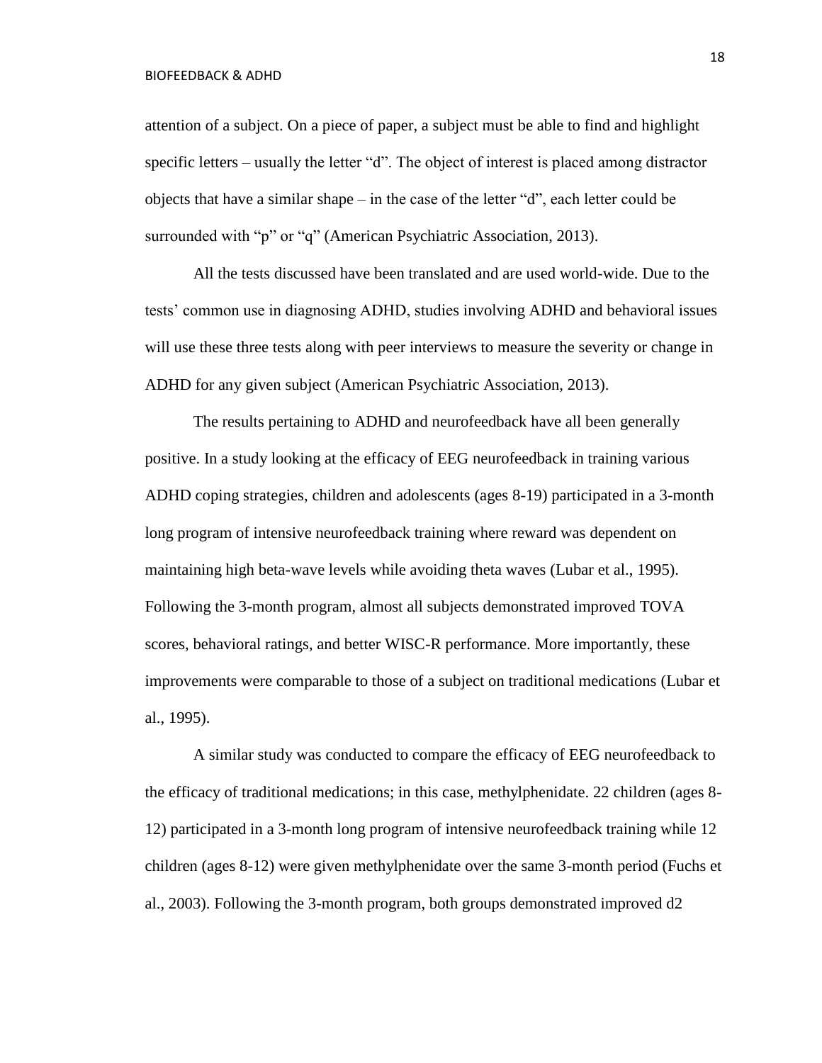attention of a subject. On a piece of paper, a subject must be able to find and highlight specific letters – usually the letter "d". The object of interest is placed among distractor objects that have a similar shape – in the case of the letter "d", each letter could be surrounded with "p" or "q" (American Psychiatric Association, 2013).

All the tests discussed have been translated and are used world-wide. Due to the tests' common use in diagnosing ADHD, studies involving ADHD and behavioral issues will use these three tests along with peer interviews to measure the severity or change in ADHD for any given subject (American Psychiatric Association, 2013).

The results pertaining to ADHD and neurofeedback have all been generally positive. In a study looking at the efficacy of EEG neurofeedback in training various ADHD coping strategies, children and adolescents (ages 8-19) participated in a 3-month long program of intensive neurofeedback training where reward was dependent on maintaining high beta-wave levels while avoiding theta waves (Lubar et al., 1995). Following the 3-month program, almost all subjects demonstrated improved TOVA scores, behavioral ratings, and better WISC-R performance. More importantly, these improvements were comparable to those of a subject on traditional medications (Lubar et al., 1995).

A similar study was conducted to compare the efficacy of EEG neurofeedback to the efficacy of traditional medications; in this case, methylphenidate. 22 children (ages 8-12) participated in a 3-month long program of intensive neurofeedback training while 12 children (ages 8-12) were given methylphenidate over the same 3-month period (Fuchs et al., 2003). Following the 3-month program, both groups demonstrated improved d2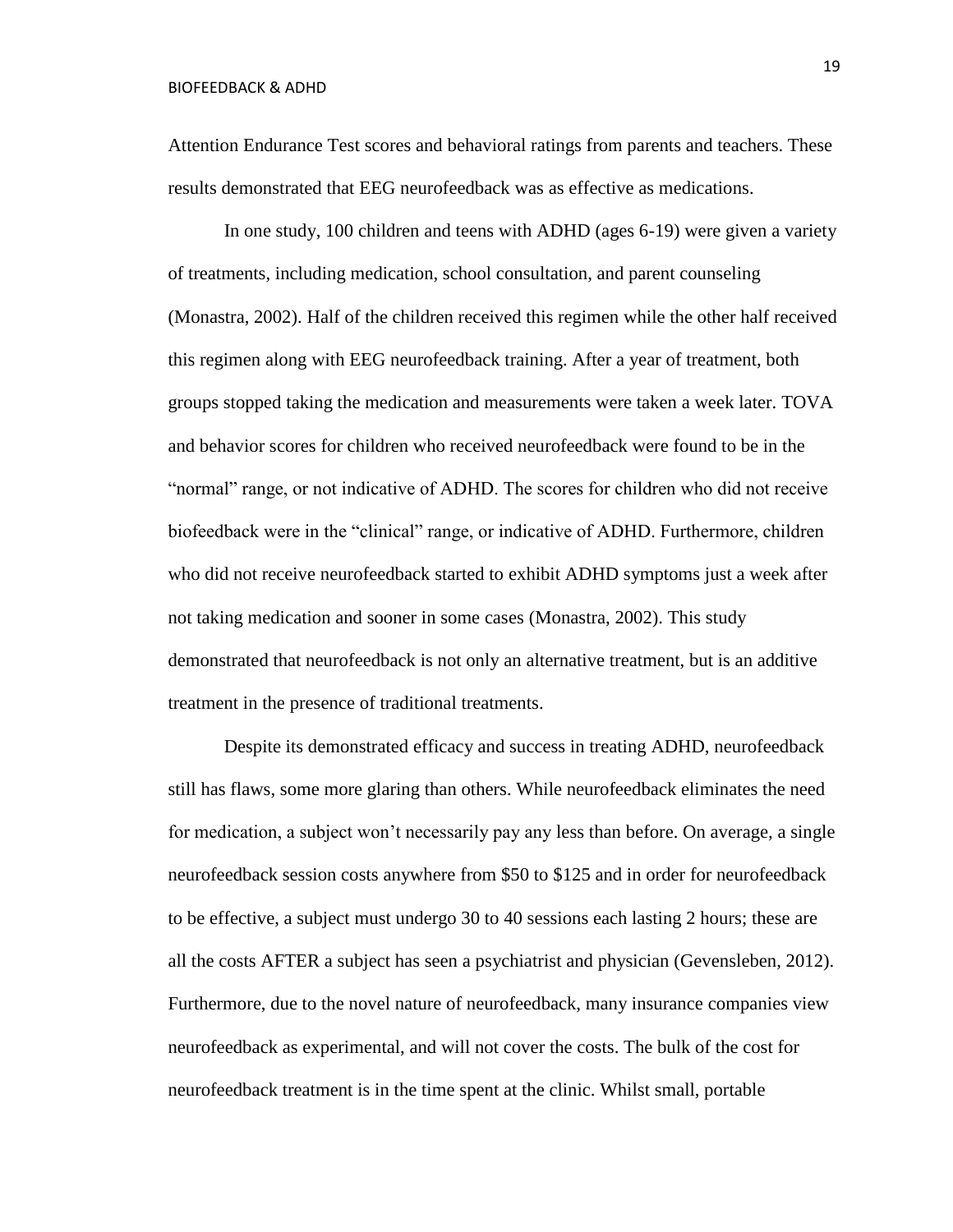Attention Endurance Test scores and behavioral ratings from parents and teachers. These results demonstrated that EEG neurofeedback was as effective as medications.

In one study, 100 children and teens with ADHD (ages 6-19) were given a variety of treatments, including medication, school consultation, and parent counseling (Monastra, 2002). Half of the children received this regimen while the other half received this regimen along with EEG neurofeedback training. After a year of treatment, both groups stopped taking the medication and measurements were taken a week later. TOVA and behavior scores for children who received neurofeedback were found to be in the "normal" range, or not indicative of ADHD. The scores for children who did not receive biofeedback were in the "clinical" range, or indicative of ADHD. Furthermore, children who did not receive neurofeedback started to exhibit ADHD symptoms just a week after not taking medication and sooner in some cases (Monastra, 2002). This study demonstrated that neurofeedback is not only an alternative treatment, but is an additive treatment in the presence of traditional treatments.

Despite its demonstrated efficacy and success in treating ADHD, neurofeedback still has flaws, some more glaring than others. While neurofeedback eliminates the need for medication, a subject won't necessarily pay any less than before. On average, a single neurofeedback session costs anywhere from $50 to $125 and in order for neurofeedback to be effective, a subject must undergo 30 to 40 sessions each lasting 2 hours; these are all the costs AFTER a subject has seen a psychiatrist and physician (Gevensleben, 2012). Furthermore, due to the novel nature of neurofeedback, many insurance companies view neurofeedback as experimental, and will not cover the costs. The bulk of the cost for neurofeedback treatment is in the time spent at the clinic. Whilst small, portable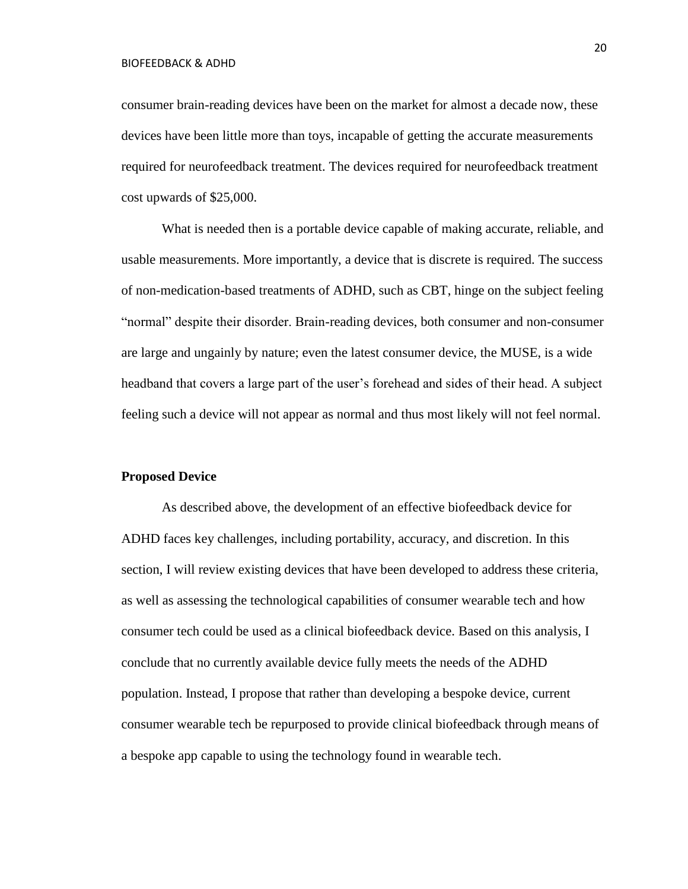consumer brain-reading devices have been on the market for almost a decade now, these devices have been little more than toys, incapable of getting the accurate measurements required for neurofeedback treatment. The devices required for neurofeedback treatment cost upwards of $25,000.

What is needed then is a portable device capable of making accurate, reliable, and usable measurements. More importantly, a device that is discrete is required. The success of non-medication-based treatments of ADHD, such as CBT, hinge on the subject feeling "normal" despite their disorder. Brain-reading devices, both consumer and non-consumer are large and ungainly by nature; even the latest consumer device, the MUSE, is a wide headband that covers a large part of the user's forehead and sides of their head. A subject feeling such a device will not appear as normal and thus most likely will not feel normal.

**Proposed Device**

As described above, the development of an effective biofeedback device for ADHD faces key challenges, including portability, accuracy, and discretion. In this section, I will review existing devices that have been developed to address these criteria, as well as assessing the technological capabilities of consumer wearable tech and how consumer tech could be used as a clinical biofeedback device. Based on this analysis, I conclude that no currently available device fully meets the needs of the ADHD population. Instead, I propose that rather than developing a bespoke device, current consumer wearable tech be repurposed to provide clinical biofeedback through means of a bespoke app capable to using the technology found in wearable tech.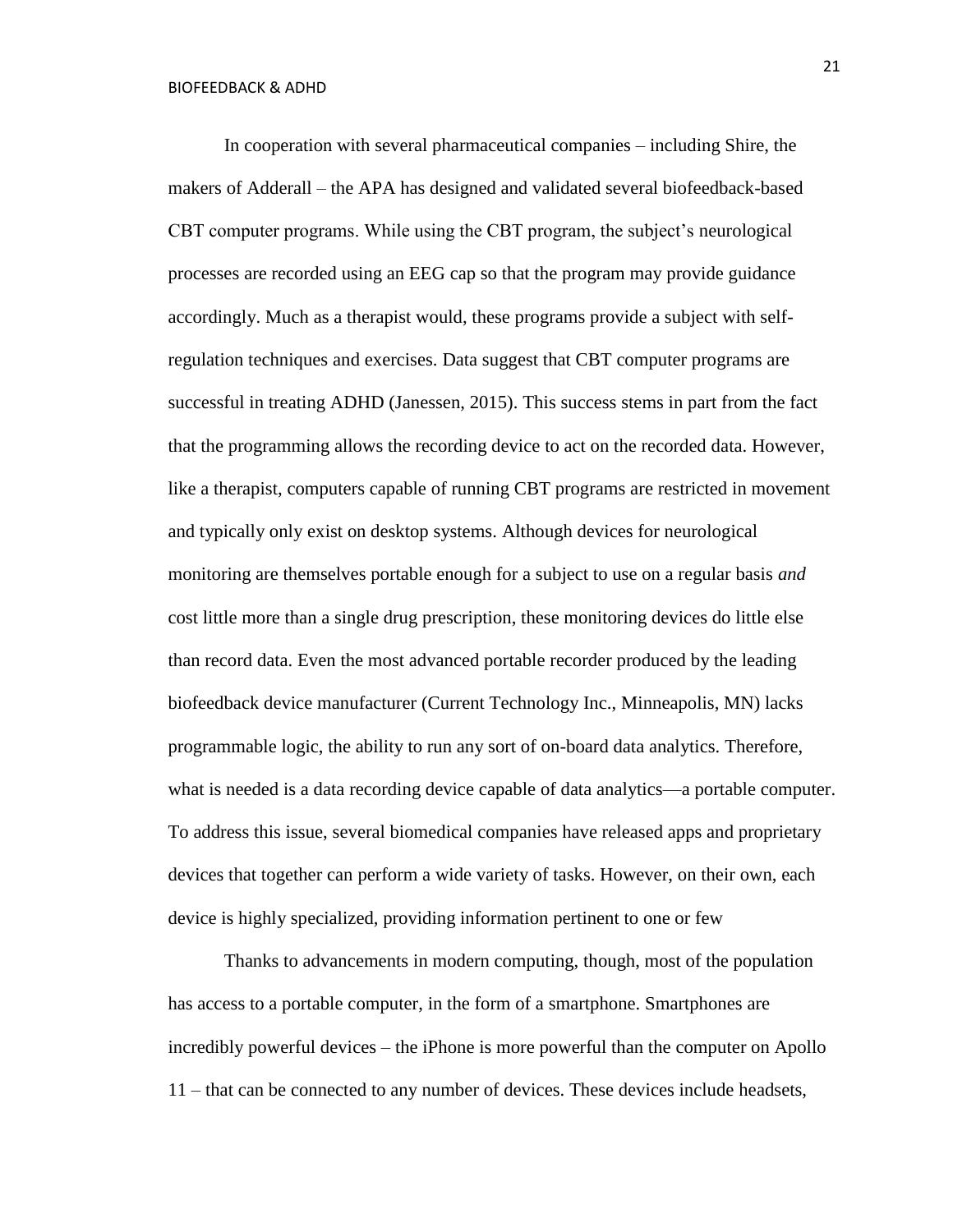In cooperation with several pharmaceutical companies – including Shire, the makers of Adderall – the APA has designed and validated several biofeedback-based CBT computer programs. While using the CBT program, the subject's neurological processes are recorded using an EEG cap so that the program may provide guidance accordingly. Much as a therapist would, these programs provide a subject with self-regulation techniques and exercises. Data suggest that CBT computer programs are successful in treating ADHD (Janessen, 2015). This success stems in part from the fact that the programming allows the recording device to act on the recorded data. However, like a therapist, computers capable of running CBT programs are restricted in movement and typically only exist on desktop systems. Although devices for neurological monitoring are themselves portable enough for a subject to use on a regular basis *and* cost little more than a single drug prescription, these monitoring devices do little else than record data. Even the most advanced portable recorder produced by the leading biofeedback device manufacturer (Current Technology Inc., Minneapolis, MN) lacks programmable logic, the ability to run any sort of on-board data analytics. Therefore, what is needed is a data recording device capable of data analytics—a portable computer. To address this issue, several biomedical companies have released apps and proprietary devices that together can perform a wide variety of tasks. However, on their own, each device is highly specialized, providing information pertinent to one or few

Thanks to advancements in modern computing, though, most of the population has access to a portable computer, in the form of a smartphone. Smartphones are incredibly powerful devices – the iPhone is more powerful than the computer on Apollo 11 – that can be connected to any number of devices. These devices include headsets,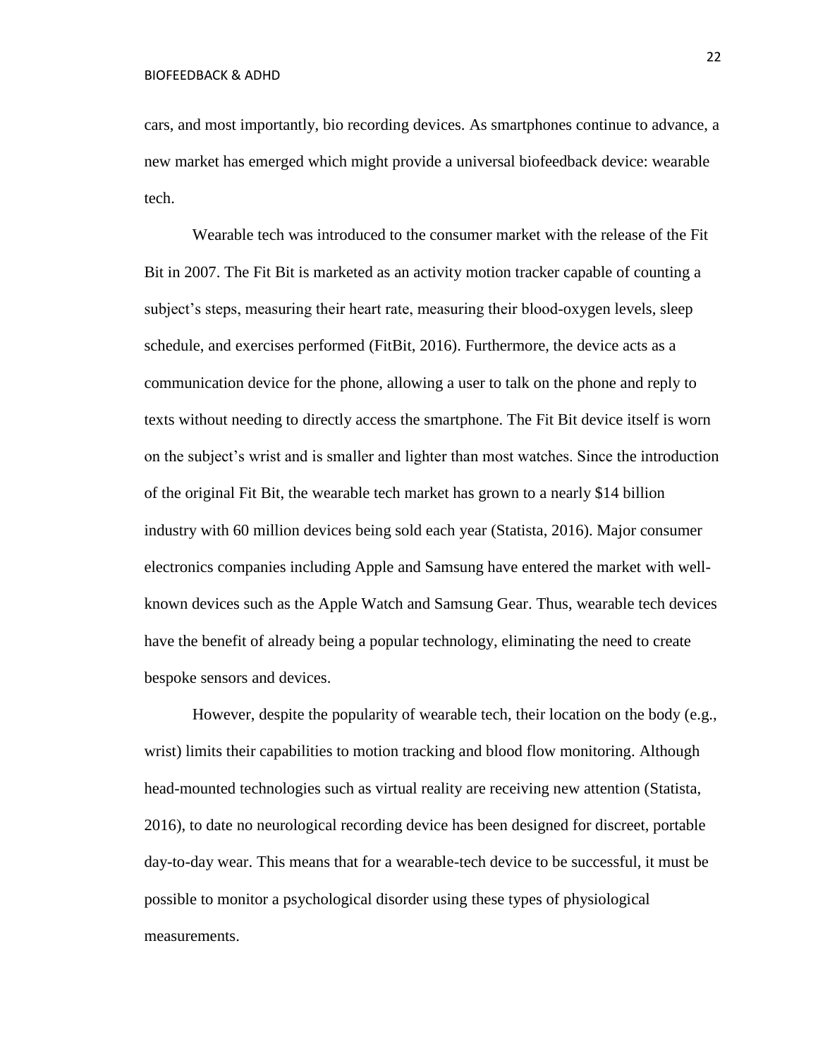cars, and most importantly, bio recording devices. As smartphones continue to advance, a new market has emerged which might provide a universal biofeedback device: wearable tech.

Wearable tech was introduced to the consumer market with the release of the Fit Bit in 2007. The Fit Bit is marketed as an activity motion tracker capable of counting a subject's steps, measuring their heart rate, measuring their blood-oxygen levels, sleep schedule, and exercises performed (FitBit, 2016). Furthermore, the device acts as a communication device for the phone, allowing a user to talk on the phone and reply to texts without needing to directly access the smartphone. The Fit Bit device itself is worn on the subject's wrist and is smaller and lighter than most watches. Since the introduction of the original Fit Bit, the wearable tech market has grown to a nearly $14 billion industry with 60 million devices being sold each year (Statista, 2016). Major consumer electronics companies including Apple and Samsung have entered the market with well-known devices such as the Apple Watch and Samsung Gear. Thus, wearable tech devices have the benefit of already being a popular technology, eliminating the need to create bespoke sensors and devices.

However, despite the popularity of wearable tech, their location on the body (e.g., wrist) limits their capabilities to motion tracking and blood flow monitoring. Although head-mounted technologies such as virtual reality are receiving new attention (Statista, 2016), to date no neurological recording device has been designed for discreet, portable day-to-day wear. This means that for a wearable-tech device to be successful, it must be possible to monitor a psychological disorder using these types of physiological measurements.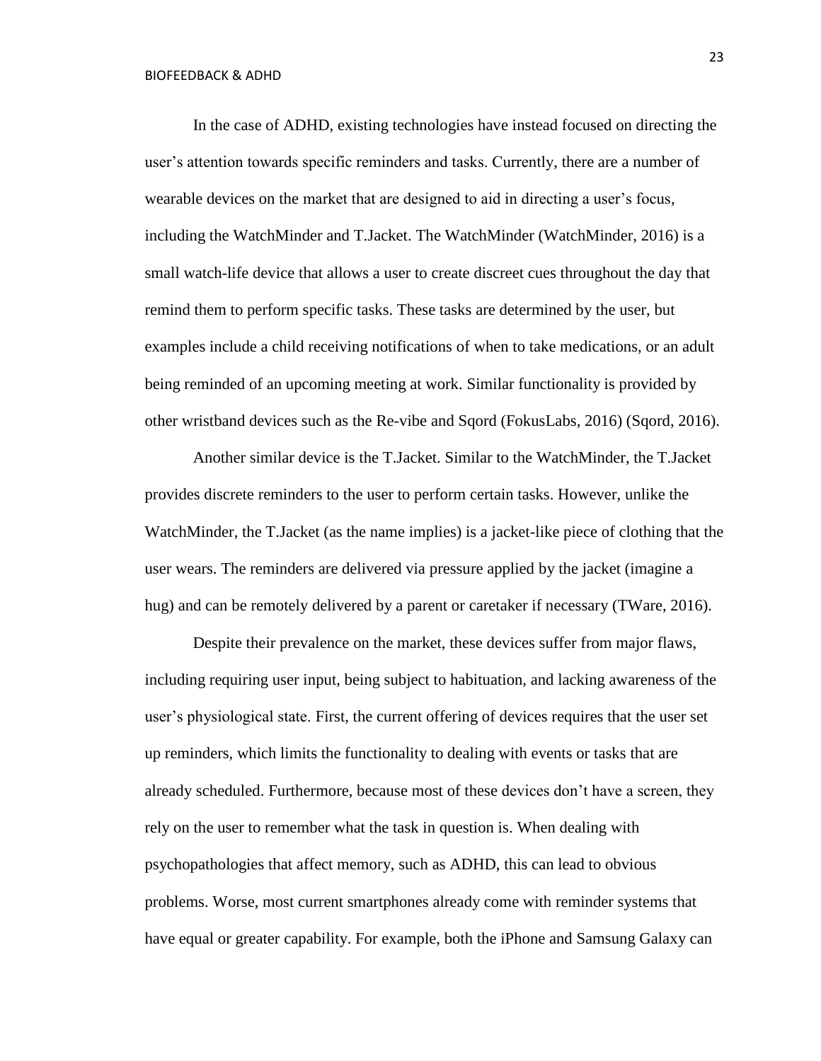In the case of ADHD, existing technologies have instead focused on directing the user's attention towards specific reminders and tasks. Currently, there are a number of wearable devices on the market that are designed to aid in directing a user's focus, including the WatchMinder and T.Jacket. The WatchMinder (WatchMinder, 2016) is a small watch-life device that allows a user to create discreet cues throughout the day that remind them to perform specific tasks. These tasks are determined by the user, but examples include a child receiving notifications of when to take medications, or an adult being reminded of an upcoming meeting at work. Similar functionality is provided by other wristband devices such as the Re-vibe and Sqord (FokusLabs, 2016) (Sqord, 2016).

Another similar device is the T.Jacket. Similar to the WatchMinder, the T.Jacket provides discrete reminders to the user to perform certain tasks. However, unlike the WatchMinder, the T.Jacket (as the name implies) is a jacket-like piece of clothing that the user wears. The reminders are delivered via pressure applied by the jacket (imagine a hug) and can be remotely delivered by a parent or caretaker if necessary (TWare, 2016).

Despite their prevalence on the market, these devices suffer from major flaws, including requiring user input, being subject to habituation, and lacking awareness of the user's physiological state. First, the current offering of devices requires that the user set up reminders, which limits the functionality to dealing with events or tasks that are already scheduled. Furthermore, because most of these devices don't have a screen, they rely on the user to remember what the task in question is. When dealing with psychopathologies that affect memory, such as ADHD, this can lead to obvious problems. Worse, most current smartphones already come with reminder systems that have equal or greater capability. For example, both the iPhone and Samsung Galaxy can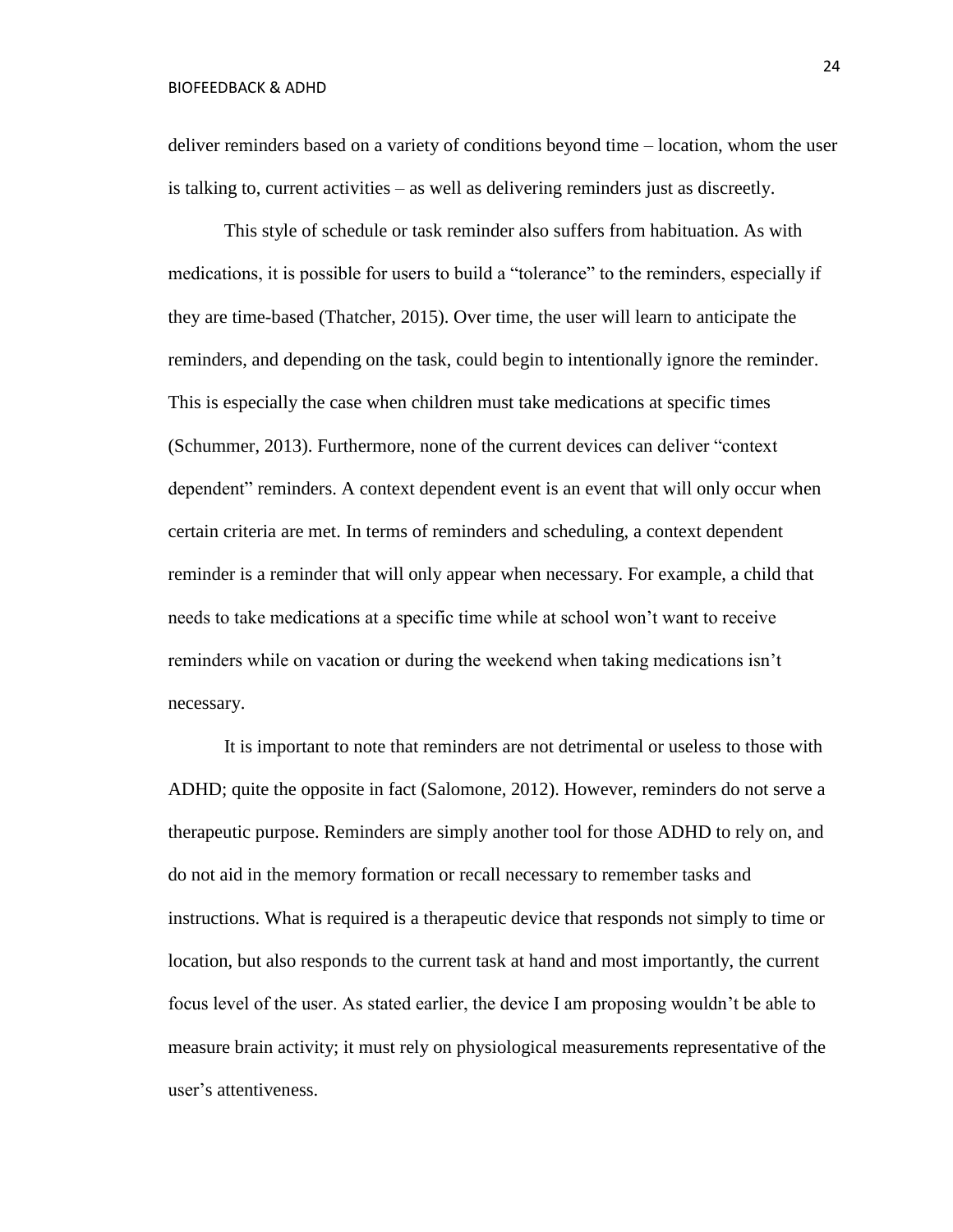deliver reminders based on a variety of conditions beyond time – location, whom the user is talking to, current activities – as well as delivering reminders just as discreetly.

This style of schedule or task reminder also suffers from habituation. As with medications, it is possible for users to build a "tolerance" to the reminders, especially if they are time-based (Thatcher, 2015). Over time, the user will learn to anticipate the reminders, and depending on the task, could begin to intentionally ignore the reminder. This is especially the case when children must take medications at specific times (Schummer, 2013). Furthermore, none of the current devices can deliver "context dependent" reminders. A context dependent event is an event that will only occur when certain criteria are met. In terms of reminders and scheduling, a context dependent reminder is a reminder that will only appear when necessary. For example, a child that needs to take medications at a specific time while at school won't want to receive reminders while on vacation or during the weekend when taking medications isn't necessary.

It is important to note that reminders are not detrimental or useless to those with ADHD; quite the opposite in fact (Salomone, 2012). However, reminders do not serve a therapeutic purpose. Reminders are simply another tool for those ADHD to rely on, and do not aid in the memory formation or recall necessary to remember tasks and instructions. What is required is a therapeutic device that responds not simply to time or location, but also responds to the current task at hand and most importantly, the current focus level of the user. As stated earlier, the device I am proposing wouldn't be able to measure brain activity; it must rely on physiological measurements representative of the user's attentiveness.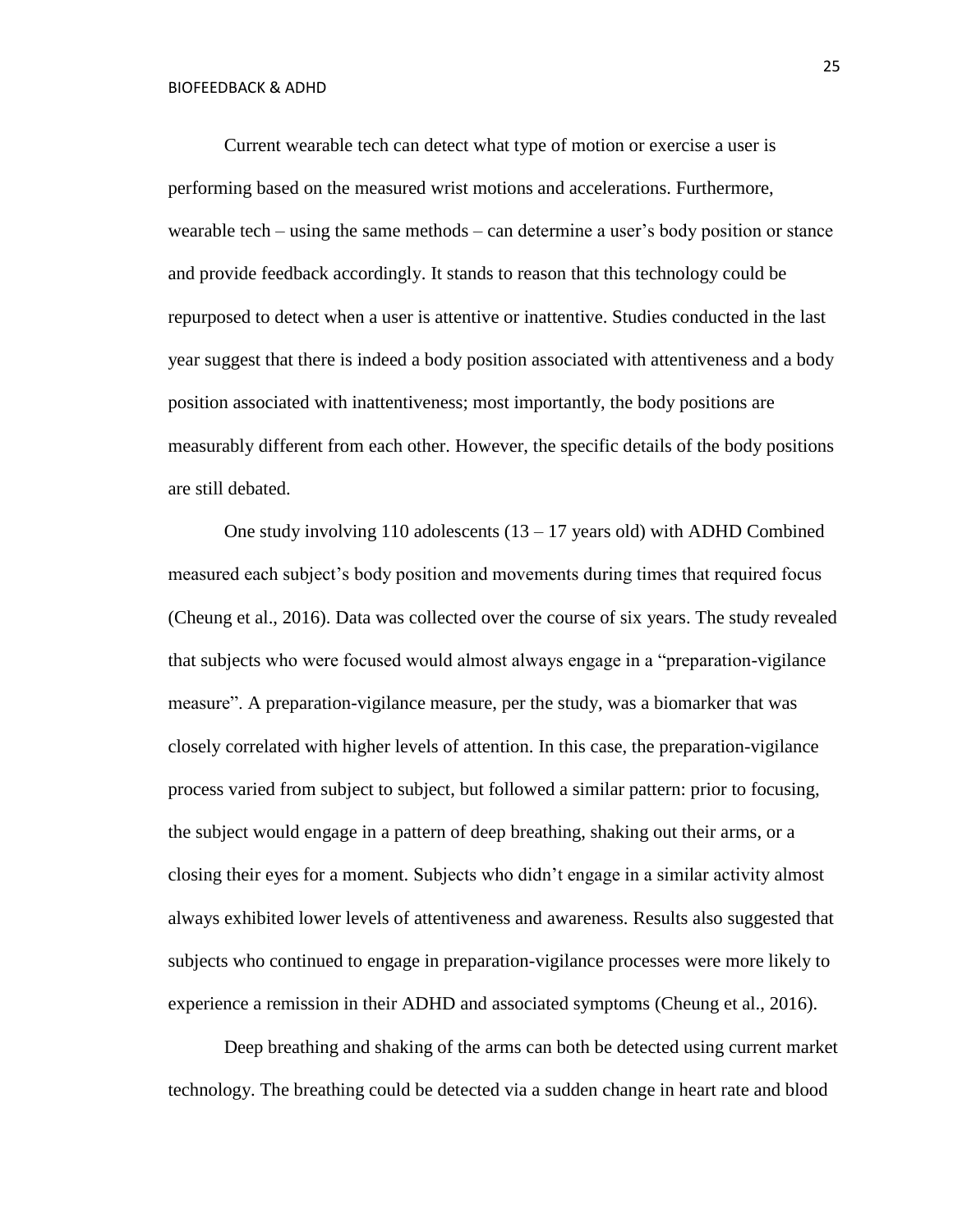Current wearable tech can detect what type of motion or exercise a user is performing based on the measured wrist motions and accelerations. Furthermore, wearable tech – using the same methods – can determine a user's body position or stance and provide feedback accordingly. It stands to reason that this technology could be repurposed to detect when a user is attentive or inattentive. Studies conducted in the last year suggest that there is indeed a body position associated with attentiveness and a body position associated with inattentiveness; most importantly, the body positions are measurably different from each other. However, the specific details of the body positions are still debated.

One study involving 110 adolescents (13 – 17 years old) with ADHD Combined measured each subject's body position and movements during times that required focus (Cheung et al., 2016). Data was collected over the course of six years. The study revealed that subjects who were focused would almost always engage in a "preparation-vigilance measure". A preparation-vigilance measure, per the study, was a biomarker that was closely correlated with higher levels of attention. In this case, the preparation-vigilance process varied from subject to subject, but followed a similar pattern: prior to focusing, the subject would engage in a pattern of deep breathing, shaking out their arms, or a closing their eyes for a moment. Subjects who didn't engage in a similar activity almost always exhibited lower levels of attentiveness and awareness. Results also suggested that subjects who continued to engage in preparation-vigilance processes were more likely to experience a remission in their ADHD and associated symptoms (Cheung et al., 2016).

Deep breathing and shaking of the arms can both be detected using current market technology. The breathing could be detected via a sudden change in heart rate and blood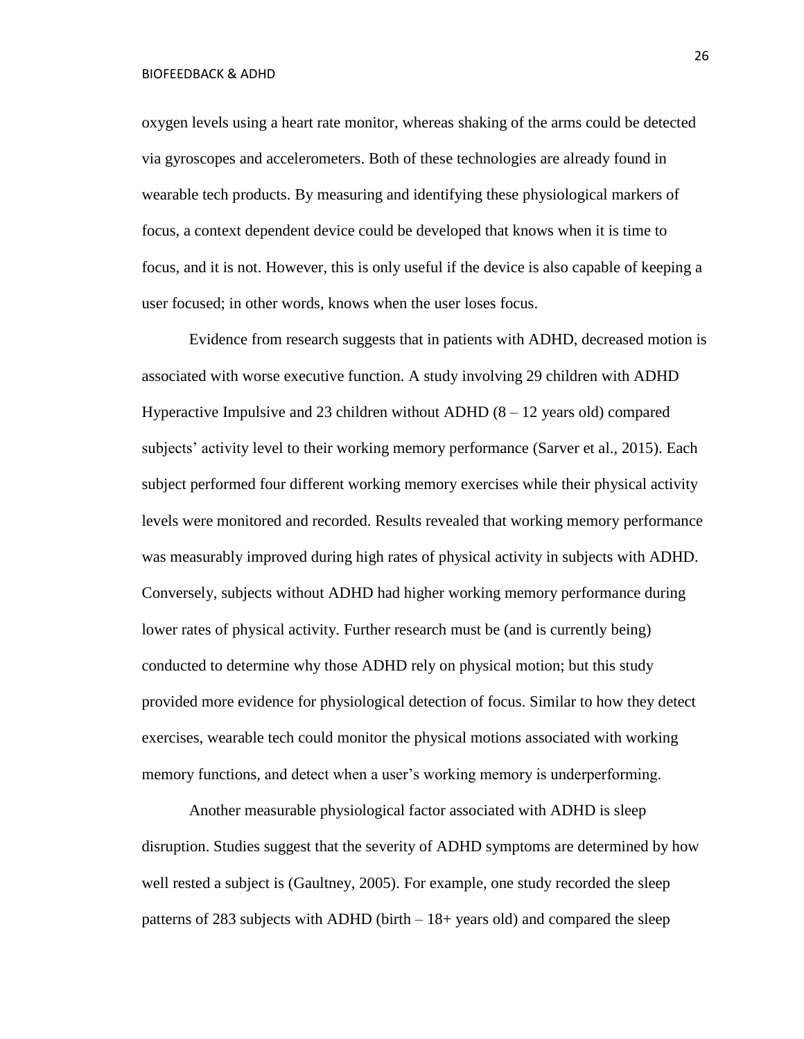oxygen levels using a heart rate monitor, whereas shaking of the arms could be detected via gyroscopes and accelerometers. Both of these technologies are already found in wearable tech products. By measuring and identifying these physiological markers of focus, a context dependent device could be developed that knows when it is time to focus, and it is not. However, this is only useful if the device is also capable of keeping a user focused; in other words, knows when the user loses focus.

Evidence from research suggests that in patients with ADHD, decreased motion is associated with worse executive function. A study involving 29 children with ADHD Hyperactive Impulsive and 23 children without ADHD (8 – 12 years old) compared subjects' activity level to their working memory performance (Sarver et al., 2015). Each subject performed four different working memory exercises while their physical activity levels were monitored and recorded. Results revealed that working memory performance was measurably improved during high rates of physical activity in subjects with ADHD. Conversely, subjects without ADHD had higher working memory performance during lower rates of physical activity. Further research must be (and is currently being) conducted to determine why those ADHD rely on physical motion; but this study provided more evidence for physiological detection of focus. Similar to how they detect exercises, wearable tech could monitor the physical motions associated with working memory functions, and detect when a user's working memory is underperforming.

Another measurable physiological factor associated with ADHD is sleep disruption. Studies suggest that the severity of ADHD symptoms are determined by how well rested a subject is (Gaultney, 2005). For example, one study recorded the sleep patterns of 283 subjects with ADHD (birth – 18+ years old) and compared the sleep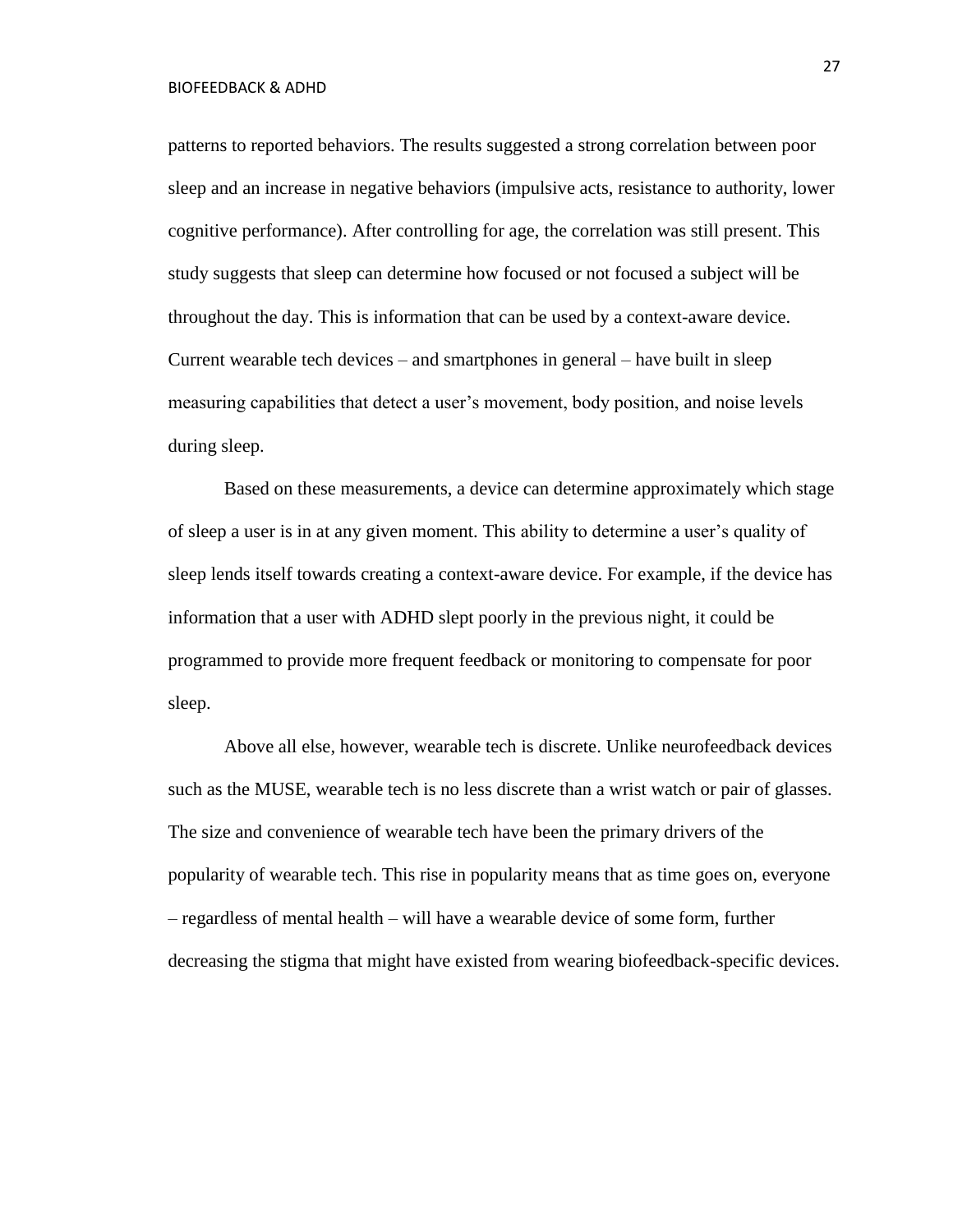patterns to reported behaviors. The results suggested a strong correlation between poor sleep and an increase in negative behaviors (impulsive acts, resistance to authority, lower cognitive performance). After controlling for age, the correlation was still present. This study suggests that sleep can determine how focused or not focused a subject will be throughout the day. This is information that can be used by a context-aware device. Current wearable tech devices – and smartphones in general – have built in sleep measuring capabilities that detect a user's movement, body position, and noise levels during sleep.

Based on these measurements, a device can determine approximately which stage of sleep a user is in at any given moment. This ability to determine a user's quality of sleep lends itself towards creating a context-aware device. For example, if the device has information that a user with ADHD slept poorly in the previous night, it could be programmed to provide more frequent feedback or monitoring to compensate for poor sleep.

Above all else, however, wearable tech is discrete. Unlike neurofeedback devices such as the MUSE, wearable tech is no less discrete than a wrist watch or pair of glasses. The size and convenience of wearable tech have been the primary drivers of the popularity of wearable tech. This rise in popularity means that as time goes on, everyone – regardless of mental health – will have a wearable device of some form, further decreasing the stigma that might have existed from wearing biofeedback-specific devices.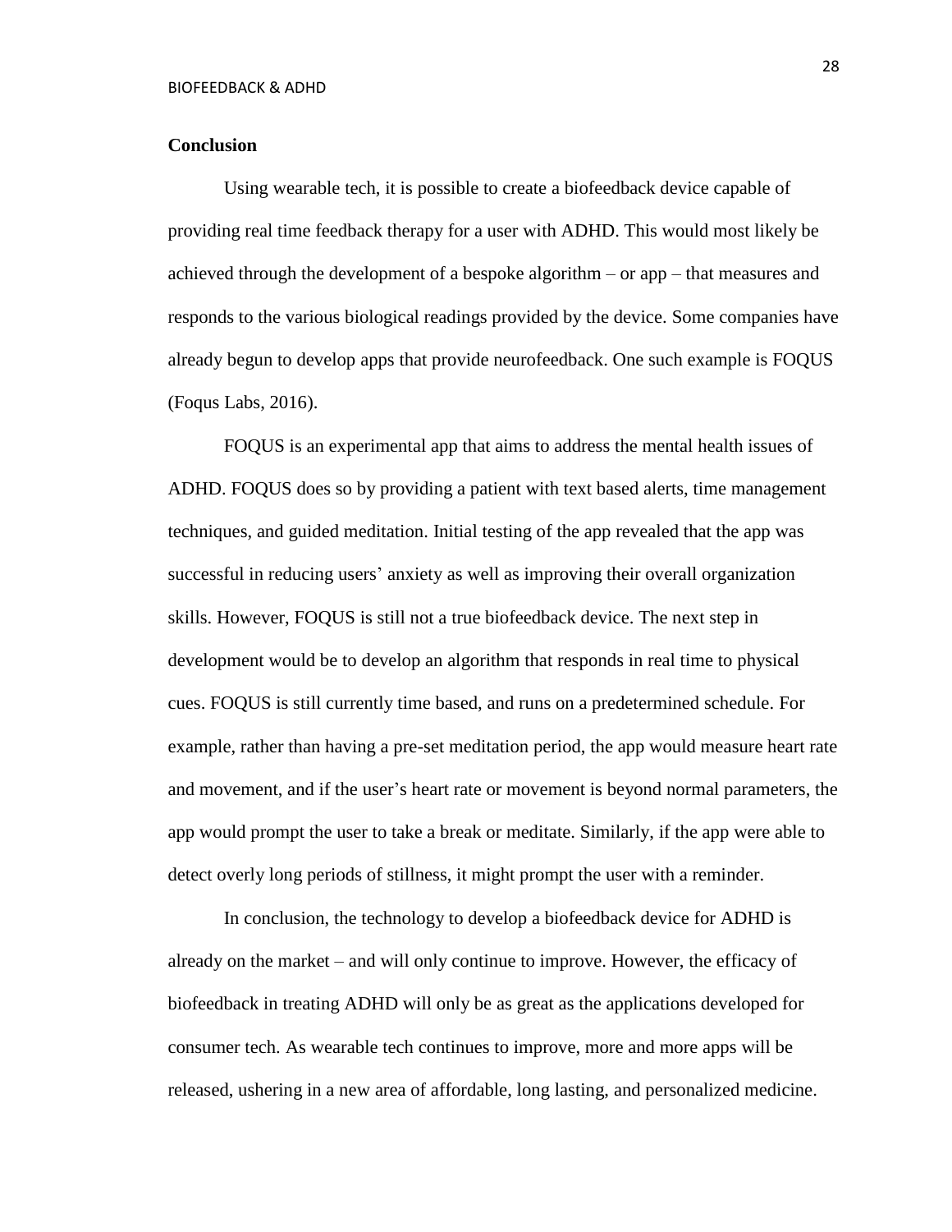## Conclusion

Using wearable tech, it is possible to create a biofeedback device capable of providing real time feedback therapy for a user with ADHD. This would most likely be achieved through the development of a bespoke algorithm – or app – that measures and responds to the various biological readings provided by the device. Some companies have already begun to develop apps that provide neurofeedback. One such example is FOQUS (Foqus Labs, 2016).

FOQUS is an experimental app that aims to address the mental health issues of ADHD. FOQUS does so by providing a patient with text based alerts, time management techniques, and guided meditation. Initial testing of the app revealed that the app was successful in reducing users' anxiety as well as improving their overall organization skills. However, FOQUS is still not a true biofeedback device. The next step in development would be to develop an algorithm that responds in real time to physical cues. FOQUS is still currently time based, and runs on a predetermined schedule. For example, rather than having a pre-set meditation period, the app would measure heart rate and movement, and if the user's heart rate or movement is beyond normal parameters, the app would prompt the user to take a break or meditate. Similarly, if the app were able to detect overly long periods of stillness, it might prompt the user with a reminder.

In conclusion, the technology to develop a biofeedback device for ADHD is already on the market – and will only continue to improve. However, the efficacy of biofeedback in treating ADHD will only be as great as the applications developed for consumer tech. As wearable tech continues to improve, more and more apps will be released, ushering in a new area of affordable, long lasting, and personalized medicine.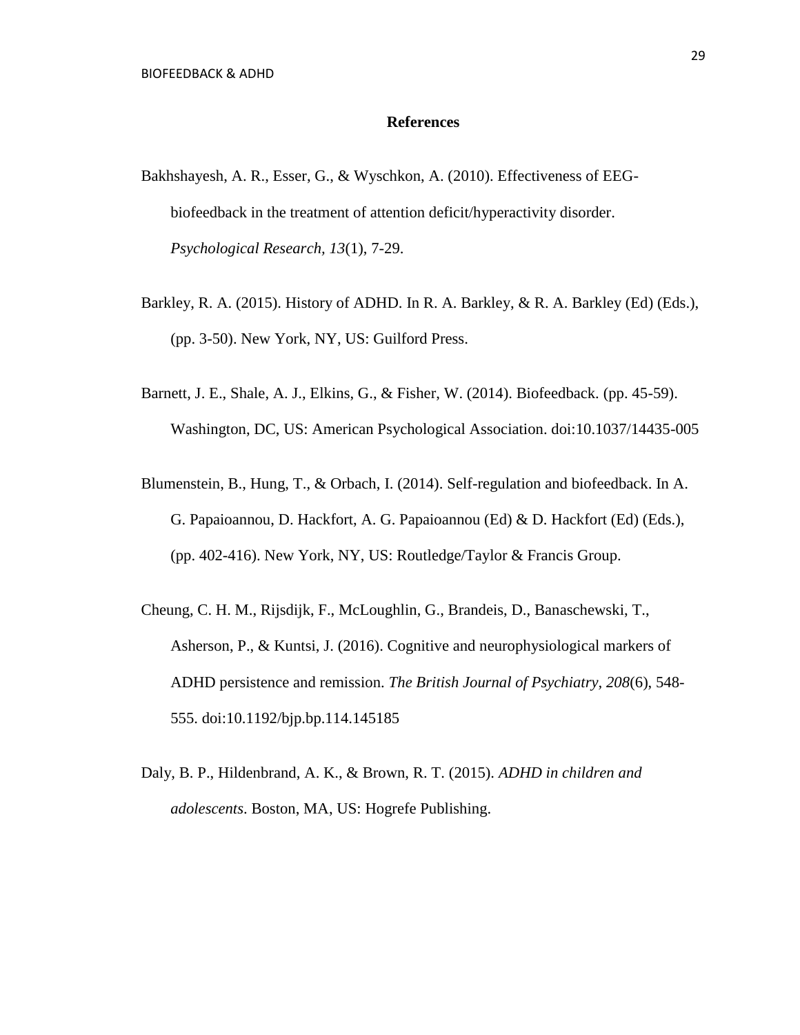# References

Bakhshayesh, A. R., Esser, G., & Wyschkon, A. (2010). Effectiveness of EEG-biofeedback in the treatment of attention deficit/hyperactivity disorder. *Psychological Research, 13*(1), 7-29.

Barkley, R. A. (2015). History of ADHD. In R. A. Barkley, & R. A. Barkley (Ed) (Eds.), (pp. 3-50). New York, NY, US: Guilford Press.

Barnett, J. E., Shale, A. J., Elkins, G., & Fisher, W. (2014). Biofeedback. (pp. 45-59). Washington, DC, US: American Psychological Association. doi:10.1037/14435-005

Blumenstein, B., Hung, T., & Orbach, I. (2014). Self-regulation and biofeedback. In A. G. Papaioannou, D. Hackfort, A. G. Papaioannou (Ed) & D. Hackfort (Ed) (Eds.), (pp. 402-416). New York, NY, US: Routledge/Taylor & Francis Group.

Cheung, C. H. M., Rijsdijk, F., McLoughlin, G., Brandeis, D., Banaschewski, T., Asherson, P., & Kuntsi, J. (2016). Cognitive and neurophysiological markers of ADHD persistence and remission. *The British Journal of Psychiatry, 208*(6), 548-555. doi:10.1192/bjp.bp.114.145185

Daly, B. P., Hildenbrand, A. K., & Brown, R. T. (2015). *ADHD in children and adolescents*. Boston, MA, US: Hogrefe Publishing.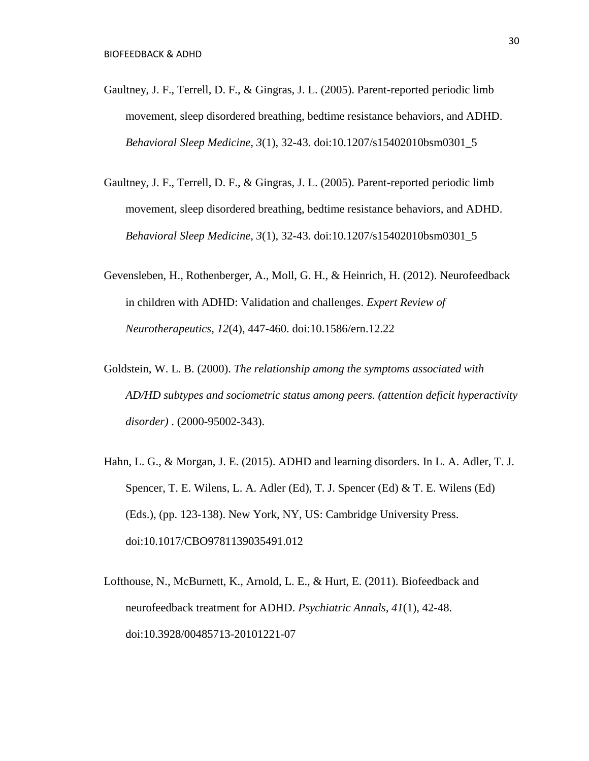Gaultney, J. F., Terrell, D. F., & Gingras, J. L. (2005). Parent-reported periodic limb movement, sleep disordered breathing, bedtime resistance behaviors, and ADHD. *Behavioral Sleep Medicine, 3*(1), 32-43. doi:10.1207/s15402010bsm0301_5

Gaultney, J. F., Terrell, D. F., & Gingras, J. L. (2005). Parent-reported periodic limb movement, sleep disordered breathing, bedtime resistance behaviors, and ADHD. *Behavioral Sleep Medicine, 3*(1), 32-43. doi:10.1207/s15402010bsm0301_5

Gevensleben, H., Rothenberger, A., Moll, G. H., & Heinrich, H. (2012). Neurofeedback in children with ADHD: Validation and challenges. *Expert Review of Neurotherapeutics, 12*(4), 447-460. doi:10.1586/ern.12.22

Goldstein, W. L. B. (2000). *The relationship among the symptoms associated with AD/HD subtypes and sociometric status among peers. (attention deficit hyperactivity disorder)* . (2000-95002-343).

Hahn, L. G., & Morgan, J. E. (2015). ADHD and learning disorders. In L. A. Adler, T. J. Spencer, T. E. Wilens, L. A. Adler (Ed), T. J. Spencer (Ed) & T. E. Wilens (Ed) (Eds.), (pp. 123-138). New York, NY, US: Cambridge University Press. doi:10.1017/CBO9781139035491.012

Lofthouse, N., McBurnett, K., Arnold, L. E., & Hurt, E. (2011). Biofeedback and neurofeedback treatment for ADHD. *Psychiatric Annals, 41*(1), 42-48. doi:10.3928/00485713-20101221-07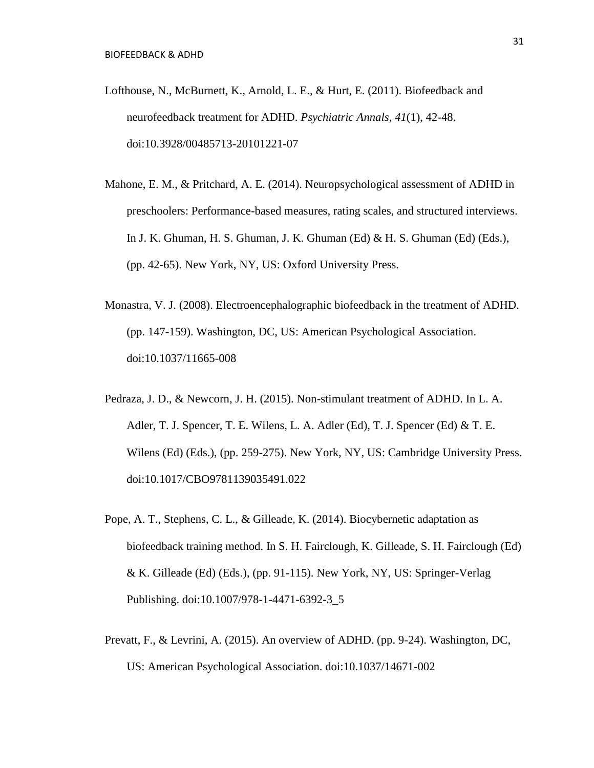Lofthouse, N., McBurnett, K., Arnold, L. E., & Hurt, E. (2011). Biofeedback and neurofeedback treatment for ADHD. *Psychiatric Annals, 41*(1), 42-48. doi:10.3928/00485713-20101221-07

Mahone, E. M., & Pritchard, A. E. (2014). Neuropsychological assessment of ADHD in preschoolers: Performance-based measures, rating scales, and structured interviews. In J. K. Ghuman, H. S. Ghuman, J. K. Ghuman (Ed) & H. S. Ghuman (Ed) (Eds.), (pp. 42-65). New York, NY, US: Oxford University Press.

Monastra, V. J. (2008). Electroencephalographic biofeedback in the treatment of ADHD. (pp. 147-159). Washington, DC, US: American Psychological Association. doi:10.1037/11665-008

Pedraza, J. D., & Newcorn, J. H. (2015). Non-stimulant treatment of ADHD. In L. A. Adler, T. J. Spencer, T. E. Wilens, L. A. Adler (Ed), T. J. Spencer (Ed) & T. E. Wilens (Ed) (Eds.), (pp. 259-275). New York, NY, US: Cambridge University Press. doi:10.1017/CBO9781139035491.022

Pope, A. T., Stephens, C. L., & Gilleade, K. (2014). Biocybernetic adaptation as biofeedback training method. In S. H. Fairclough, K. Gilleade, S. H. Fairclough (Ed) & K. Gilleade (Ed) (Eds.), (pp. 91-115). New York, NY, US: Springer-Verlag Publishing. doi:10.1007/978-1-4471-6392-3_5

Prevatt, F., & Levrini, A. (2015). An overview of ADHD. (pp. 9-24). Washington, DC, US: American Psychological Association. doi:10.1037/14671-002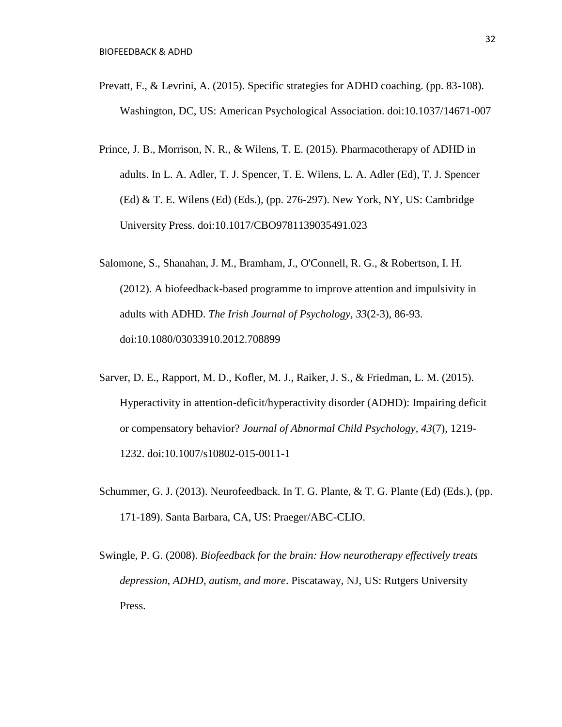Prevatt, F., & Levrini, A. (2015). Specific strategies for ADHD coaching. (pp. 83-108). Washington, DC, US: American Psychological Association. doi:10.1037/14671-007

Prince, J. B., Morrison, N. R., & Wilens, T. E. (2015). Pharmacotherapy of ADHD in adults. In L. A. Adler, T. J. Spencer, T. E. Wilens, L. A. Adler (Ed), T. J. Spencer (Ed) & T. E. Wilens (Ed) (Eds.), (pp. 276-297). New York, NY, US: Cambridge University Press. doi:10.1017/CBO9781139035491.023

Salomone, S., Shanahan, J. M., Bramham, J., O'Connell, R. G., & Robertson, I. H. (2012). A biofeedback-based programme to improve attention and impulsivity in adults with ADHD. *The Irish Journal of Psychology, 33*(2-3), 86-93. doi:10.1080/03033910.2012.708899

Sarver, D. E., Rapport, M. D., Kofler, M. J., Raiker, J. S., & Friedman, L. M. (2015). Hyperactivity in attention-deficit/hyperactivity disorder (ADHD): Impairing deficit or compensatory behavior? *Journal of Abnormal Child Psychology, 43*(7), 1219-1232. doi:10.1007/s10802-015-0011-1

Schummer, G. J. (2013). Neurofeedback. In T. G. Plante, & T. G. Plante (Ed) (Eds.), (pp. 171-189). Santa Barbara, CA, US: Praeger/ABC-CLIO.

Swingle, P. G. (2008). *Biofeedback for the brain: How neurotherapy effectively treats depression, ADHD, autism, and more*. Piscataway, NJ, US: Rutgers University Press.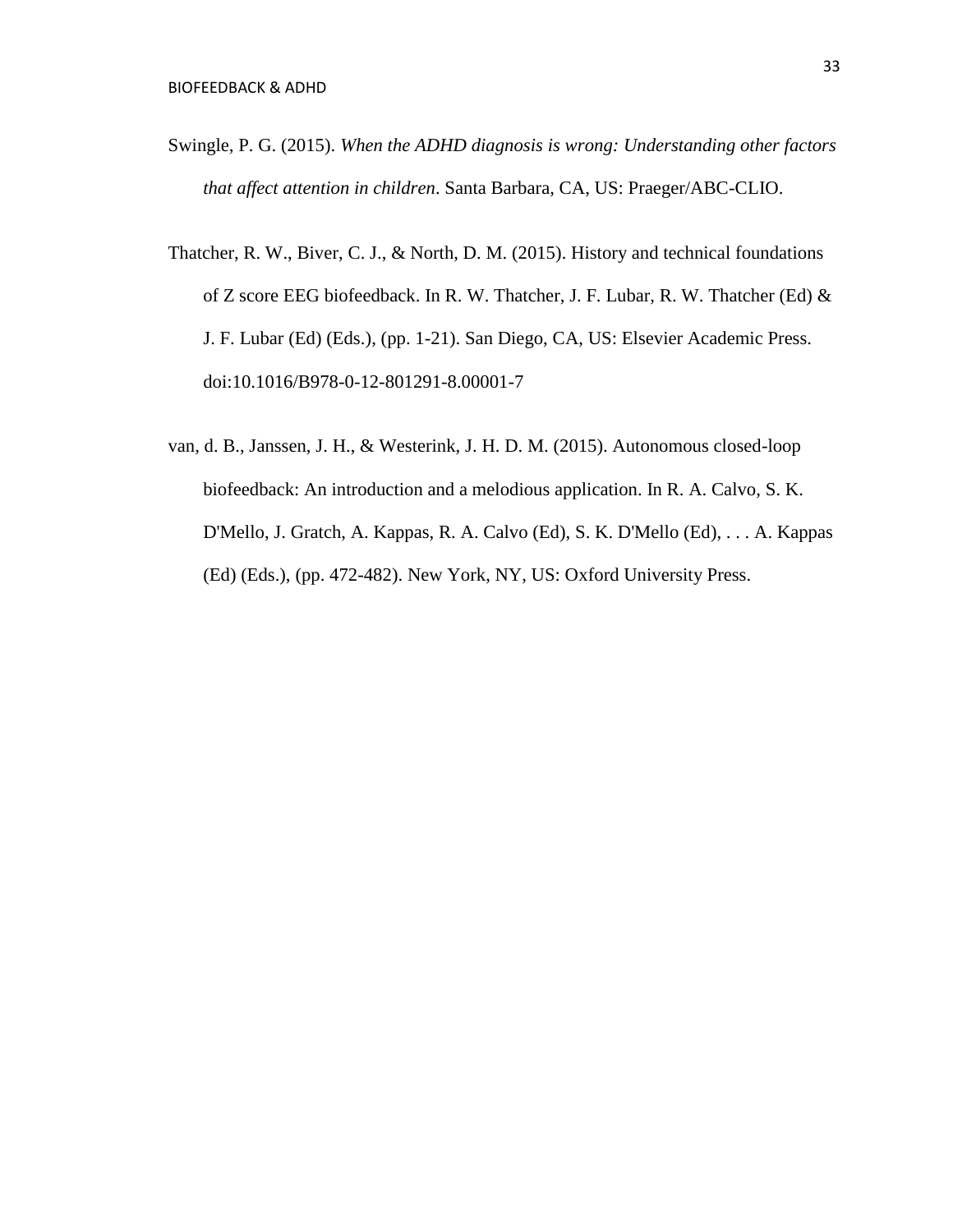Swingle, P. G. (2015). *When the ADHD diagnosis is wrong: Understanding other factors that affect attention in children*. Santa Barbara, CA, US: Praeger/ABC-CLIO.

Thatcher, R. W., Biver, C. J., & North, D. M. (2015). History and technical foundations of Z score EEG biofeedback. In R. W. Thatcher, J. F. Lubar, R. W. Thatcher (Ed) & J. F. Lubar (Ed) (Eds.), (pp. 1-21). San Diego, CA, US: Elsevier Academic Press. doi:10.1016/B978-0-12-801291-8.00001-7

van, d. B., Janssen, J. H., & Westerink, J. H. D. M. (2015). Autonomous closed-loop biofeedback: An introduction and a melodious application. In R. A. Calvo, S. K. D'Mello, J. Gratch, A. Kappas, R. A. Calvo (Ed), S. K. D'Mello (Ed), . . . A. Kappas (Ed) (Eds.), (pp. 472-482). New York, NY, US: Oxford University Press.